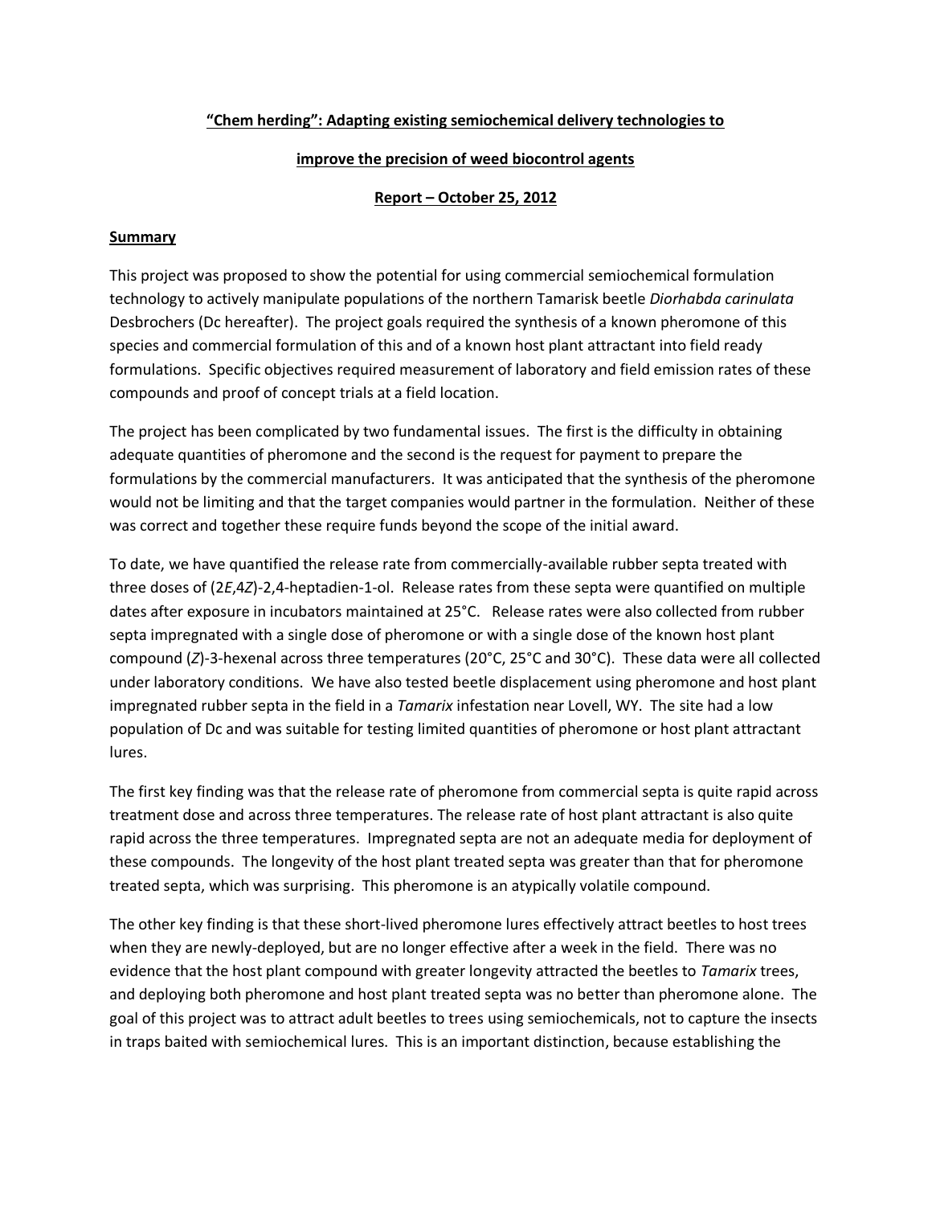**"Chem herding": Adapting existing semiochemical delivery technologies to**

**improve the precision of weed biocontrol agents**

**Report – October 25, 2012**

## Summary

This project was proposed to show the potential for using commercial semiochemical formulation technology to actively manipulate populations of the northern Tamarisk beetle *Diorhabda carinulata* Desbrochers (Dc hereafter). The project goals required the synthesis of a known pheromone of this species and commercial formulation of this and of a known host plant attractant into field ready formulations. Specific objectives required measurement of laboratory and field emission rates of these compounds and proof of concept trials at a field location.

The project has been complicated by two fundamental issues. The first is the difficulty in obtaining adequate quantities of pheromone and the second is the request for payment to prepare the formulations by the commercial manufacturers. It was anticipated that the synthesis of the pheromone would not be limiting and that the target companies would partner in the formulation. Neither of these was correct and together these require funds beyond the scope of the initial award.

To date, we have quantified the release rate from commercially-available rubber septa treated with three doses of (2*E*,4*Z*)-2,4-heptadien-1-ol. Release rates from these septa were quantified on multiple dates after exposure in incubators maintained at 25°C. Release rates were also collected from rubber septa impregnated with a single dose of pheromone or with a single dose of the known host plant compound (*Z*)-3-hexenal across three temperatures (20°C, 25°C and 30°C). These data were all collected under laboratory conditions. We have also tested beetle displacement using pheromone and host plant impregnated rubber septa in the field in a *Tamarix* infestation near Lovell, WY. The site had a low population of Dc and was suitable for testing limited quantities of pheromone or host plant attractant lures.

The first key finding was that the release rate of pheromone from commercial septa is quite rapid across treatment dose and across three temperatures. The release rate of host plant attractant is also quite rapid across the three temperatures. Impregnated septa are not an adequate media for deployment of these compounds. The longevity of the host plant treated septa was greater than that for pheromone treated septa, which was surprising. This pheromone is an atypically volatile compound.

The other key finding is that these short-lived pheromone lures effectively attract beetles to host trees when they are newly-deployed, but are no longer effective after a week in the field. There was no evidence that the host plant compound with greater longevity attracted the beetles to *Tamarix* trees, and deploying both pheromone and host plant treated septa was no better than pheromone alone. The goal of this project was to attract adult beetles to trees using semiochemicals, not to capture the insects in traps baited with semiochemical lures. This is an important distinction, because establishing the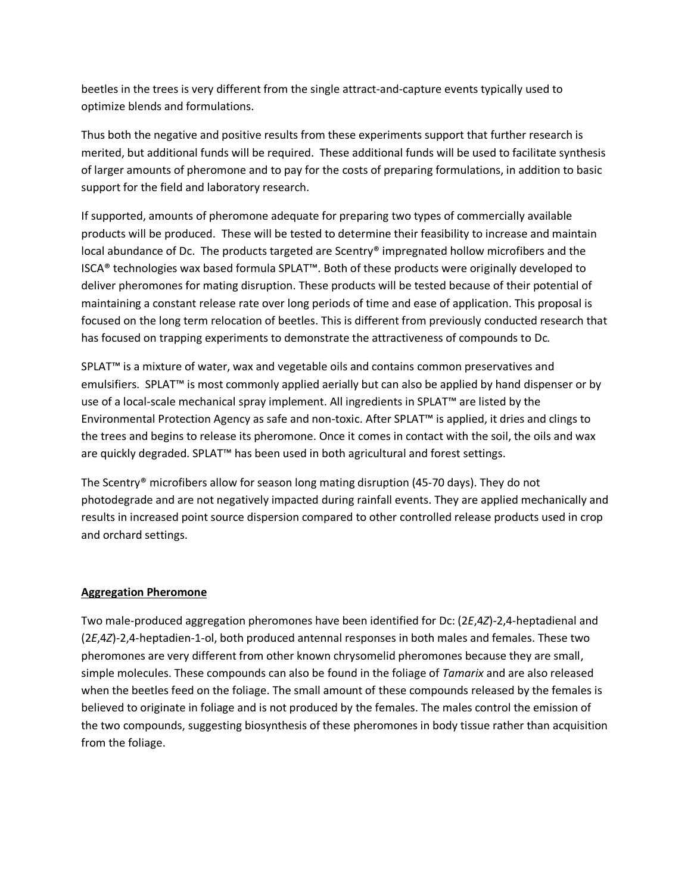beetles in the trees is very different from the single attract-and-capture events typically used to optimize blends and formulations.

Thus both the negative and positive results from these experiments support that further research is merited, but additional funds will be required. These additional funds will be used to facilitate synthesis of larger amounts of pheromone and to pay for the costs of preparing formulations, in addition to basic support for the field and laboratory research.

If supported, amounts of pheromone adequate for preparing two types of commercially available products will be produced. These will be tested to determine their feasibility to increase and maintain local abundance of Dc. The products targeted are Scentry® impregnated hollow microfibers and the ISCA® technologies wax based formula SPLAT™. Both of these products were originally developed to deliver pheromones for mating disruption. These products will be tested because of their potential of maintaining a constant release rate over long periods of time and ease of application. This proposal is focused on the long term relocation of beetles. This is different from previously conducted research that has focused on trapping experiments to demonstrate the attractiveness of compounds to Dc.

SPLAT™ is a mixture of water, wax and vegetable oils and contains common preservatives and emulsifiers. SPLAT™ is most commonly applied aerially but can also be applied by hand dispenser or by use of a local-scale mechanical spray implement. All ingredients in SPLAT™ are listed by the Environmental Protection Agency as safe and non-toxic. After SPLAT™ is applied, it dries and clings to the trees and begins to release its pheromone. Once it comes in contact with the soil, the oils and wax are quickly degraded. SPLAT™ has been used in both agricultural and forest settings.

The Scentry® microfibers allow for season long mating disruption (45-70 days). They do not photodegrade and are not negatively impacted during rainfall events. They are applied mechanically and results in increased point source dispersion compared to other controlled release products used in crop and orchard settings.

**Aggregation Pheromone**

Two male-produced aggregation pheromones have been identified for Dc: (2*E*,4*Z*)-2,4-heptadienal and (2*E*,4*Z*)-2,4-heptadien-1-ol, both produced antennal responses in both males and females. These two pheromones are very different from other known chrysomelid pheromones because they are small, simple molecules. These compounds can also be found in the foliage of *Tamarix* and are also released when the beetles feed on the foliage. The small amount of these compounds released by the females is believed to originate in foliage and is not produced by the females. The males control the emission of the two compounds, suggesting biosynthesis of these pheromones in body tissue rather than acquisition from the foliage.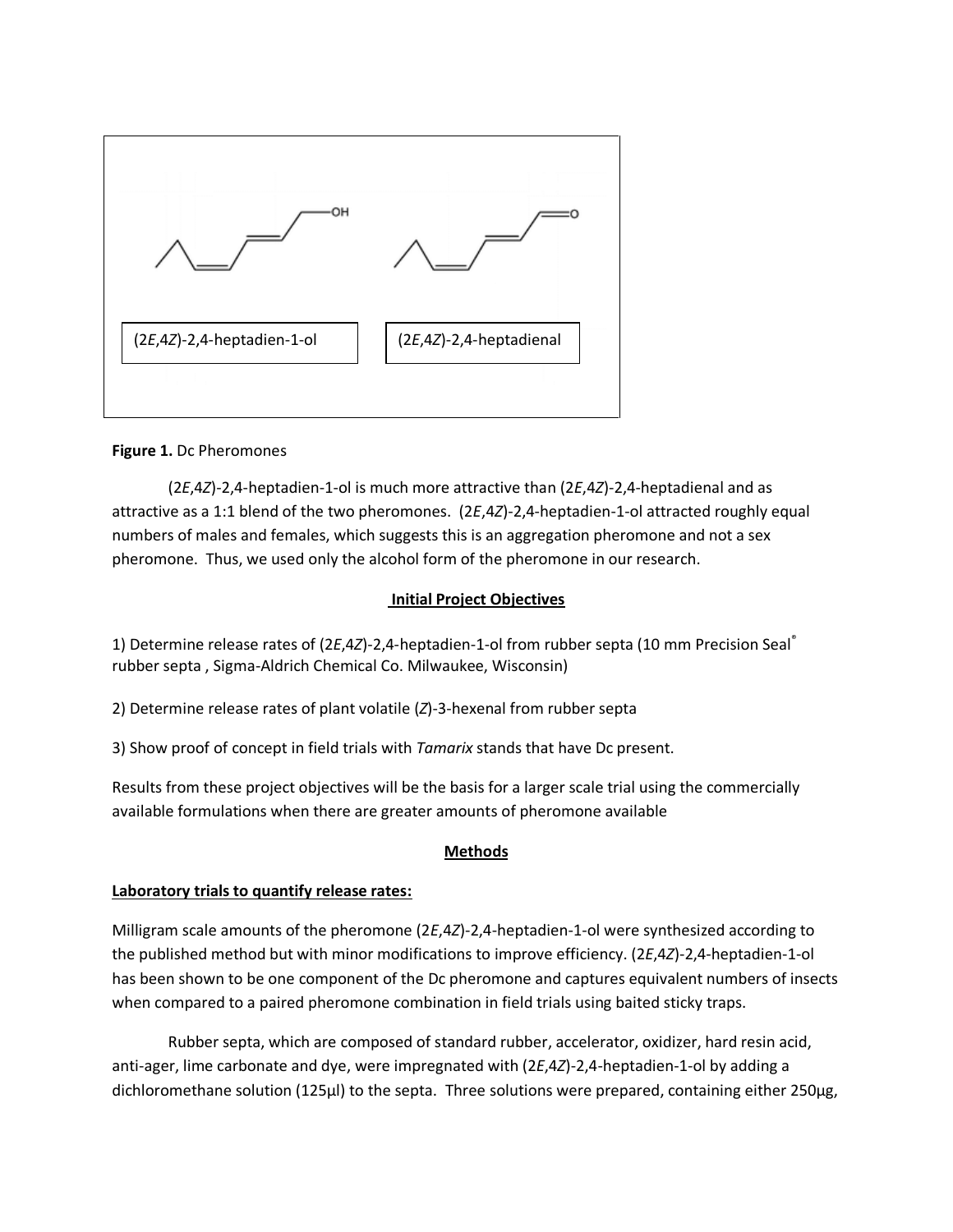(2*E*,4*Z*)-2,4-heptadien-1-ol

(2*E*,4*Z*)-2,4-heptadienal

**Figure 1.** Dc Pheromones

(2*E*,4*Z*)-2,4-heptadien-1-ol is much more attractive than (2*E*,4*Z*)-2,4-heptadienal and as attractive as a 1:1 blend of the two pheromones. (2*E*,4*Z*)-2,4-heptadien-1-ol attracted roughly equal numbers of males and females, which suggests this is an aggregation pheromone and not a sex pheromone. Thus, we used only the alcohol form of the pheromone in our research.

## Initial Project Objectives

1) Determine release rates of (2*E*,4*Z*)-2,4-heptadien-1-ol from rubber septa (10 mm Precision Seal® rubber septa , Sigma-Aldrich Chemical Co. Milwaukee, Wisconsin)

2) Determine release rates of plant volatile (*Z*)-3-hexenal from rubber septa

3) Show proof of concept in field trials with *Tamarix* stands that have Dc present.

Results from these project objectives will be the basis for a larger scale trial using the commercially available formulations when there are greater amounts of pheromone available

## Methods

**Laboratory trials to quantify release rates:**

Milligram scale amounts of the pheromone (2*E*,4*Z*)-2,4-heptadien-1-ol were synthesized according to the published method but with minor modifications to improve efficiency. (2*E*,4*Z*)-2,4-heptadien-1-ol has been shown to be one component of the Dc pheromone and captures equivalent numbers of insects when compared to a paired pheromone combination in field trials using baited sticky traps.

Rubber septa, which are composed of standard rubber, accelerator, oxidizer, hard resin acid, anti-ager, lime carbonate and dye, were impregnated with (2*E*,4*Z*)-2,4-heptadien-1-ol by adding a dichloromethane solution (125μl) to the septa. Three solutions were prepared, containing either 250μg,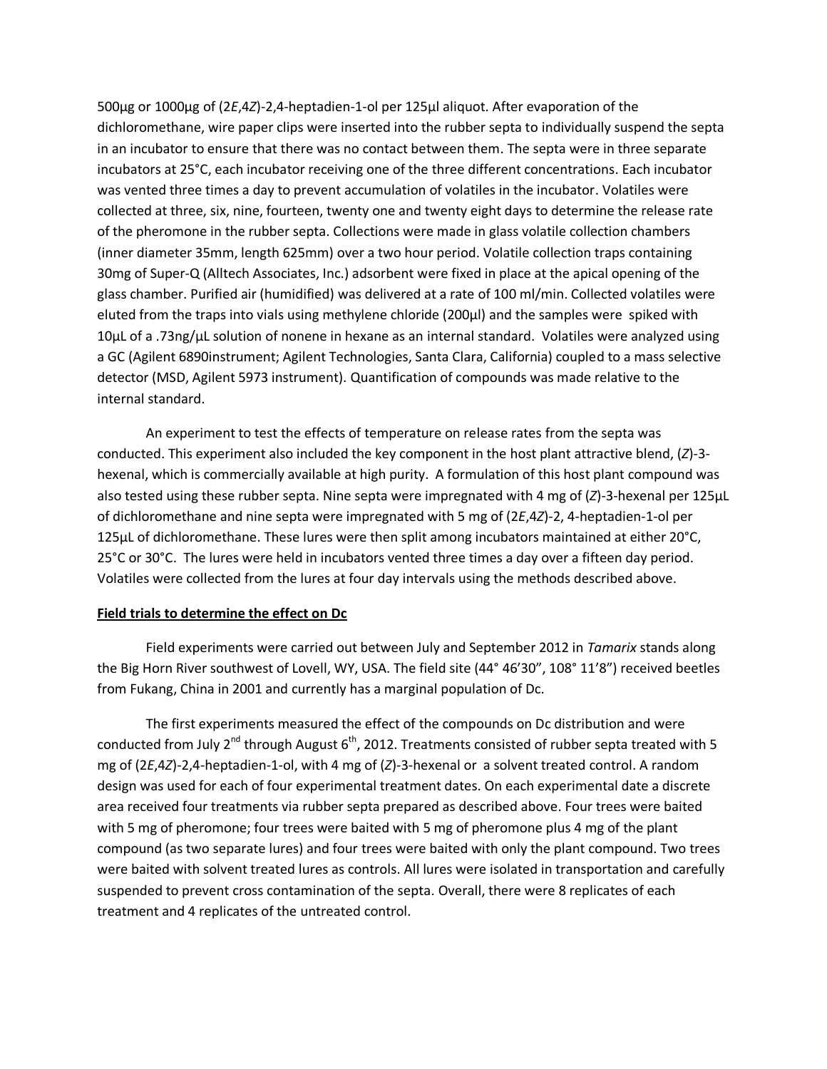500µg or 1000µg of (2*E*,4*Z*)-2,4-heptadien-1-ol per 125µl aliquot. After evaporation of the dichloromethane, wire paper clips were inserted into the rubber septa to individually suspend the septa in an incubator to ensure that there was no contact between them. The septa were in three separate incubators at 25°C, each incubator receiving one of the three different concentrations. Each incubator was vented three times a day to prevent accumulation of volatiles in the incubator. Volatiles were collected at three, six, nine, fourteen, twenty one and twenty eight days to determine the release rate of the pheromone in the rubber septa. Collections were made in glass volatile collection chambers (inner diameter 35mm, length 625mm) over a two hour period. Volatile collection traps containing 30mg of Super-Q (Alltech Associates, Inc.) adsorbent were fixed in place at the apical opening of the glass chamber. Purified air (humidified) was delivered at a rate of 100 ml/min. Collected volatiles were eluted from the traps into vials using methylene chloride (200µl) and the samples were spiked with 10µL of a .73ng/µL solution of nonene in hexane as an internal standard. Volatiles were analyzed using a GC (Agilent 6890instrument; Agilent Technologies, Santa Clara, California) coupled to a mass selective detector (MSD, Agilent 5973 instrument). Quantification of compounds was made relative to the internal standard.

An experiment to test the effects of temperature on release rates from the septa was conducted. This experiment also included the key component in the host plant attractive blend, (*Z*)-3-hexenal, which is commercially available at high purity. A formulation of this host plant compound was also tested using these rubber septa. Nine septa were impregnated with 4 mg of (*Z*)-3-hexenal per 125µL of dichloromethane and nine septa were impregnated with 5 mg of (2*E*,4*Z*)-2, 4-heptadien-1-ol per 125µL of dichloromethane. These lures were then split among incubators maintained at either 20°C, 25°C or 30°C. The lures were held in incubators vented three times a day over a fifteen day period. Volatiles were collected from the lures at four day intervals using the methods described above.

**Field trials to determine the effect on Dc**

Field experiments were carried out between July and September 2012 in *Tamarix* stands along the Big Horn River southwest of Lovell, WY, USA. The field site (44° 46'30", 108° 11'8") received beetles from Fukang, China in 2001 and currently has a marginal population of Dc.

The first experiments measured the effect of the compounds on Dc distribution and were conducted from July 2[nd] through August 6[th], 2012. Treatments consisted of rubber septa treated with 5 mg of (2*E*,4*Z*)-2,4-heptadien-1-ol, with 4 mg of (*Z*)-3-hexenal or a solvent treated control. A random design was used for each of four experimental treatment dates. On each experimental date a discrete area received four treatments via rubber septa prepared as described above. Four trees were baited with 5 mg of pheromone; four trees were baited with 5 mg of pheromone plus 4 mg of the plant compound (as two separate lures) and four trees were baited with only the plant compound. Two trees were baited with solvent treated lures as controls. All lures were isolated in transportation and carefully suspended to prevent cross contamination of the septa. Overall, there were 8 replicates of each treatment and 4 replicates of the untreated control.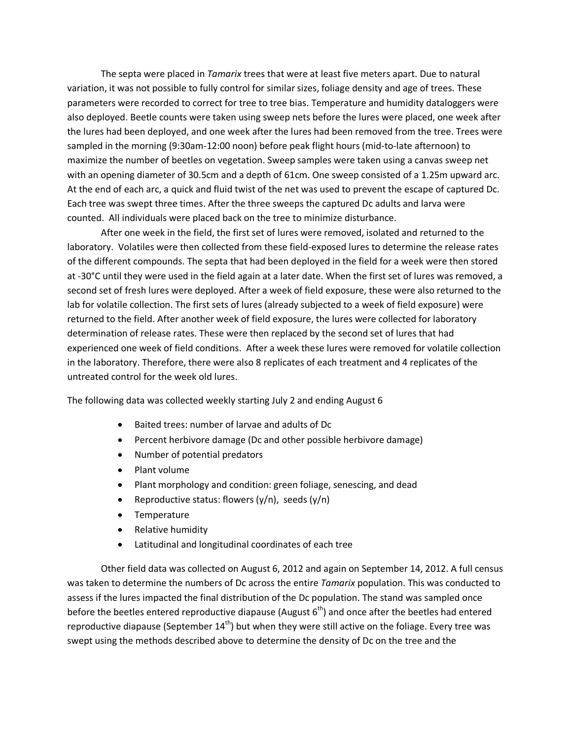The septa were placed in *Tamarix* trees that were at least five meters apart. Due to natural variation, it was not possible to fully control for similar sizes, foliage density and age of trees. These parameters were recorded to correct for tree to tree bias. Temperature and humidity dataloggers were also deployed. Beetle counts were taken using sweep nets before the lures were placed, one week after the lures had been deployed, and one week after the lures had been removed from the tree. Trees were sampled in the morning (9:30am-12:00 noon) before peak flight hours (mid-to-late afternoon) to maximize the number of beetles on vegetation. Sweep samples were taken using a canvas sweep net with an opening diameter of 30.5cm and a depth of 61cm. One sweep consisted of a 1.25m upward arc. At the end of each arc, a quick and fluid twist of the net was used to prevent the escape of captured Dc. Each tree was swept three times. After the three sweeps the captured Dc adults and larva were counted. All individuals were placed back on the tree to minimize disturbance.

After one week in the field, the first set of lures were removed, isolated and returned to the laboratory. Volatiles were then collected from these field-exposed lures to determine the release rates of the different compounds. The septa that had been deployed in the field for a week were then stored at -30°C until they were used in the field again at a later date. When the first set of lures was removed, a second set of fresh lures were deployed. After a week of field exposure, these were also returned to the lab for volatile collection. The first sets of lures (already subjected to a week of field exposure) were returned to the field. After another week of field exposure, the lures were collected for laboratory determination of release rates. These were then replaced by the second set of lures that had experienced one week of field conditions. After a week these lures were removed for volatile collection in the laboratory. Therefore, there were also 8 replicates of each treatment and 4 replicates of the untreated control for the week old lures.

The following data was collected weekly starting July 2 and ending August 6

- Baited trees: number of larvae and adults of Dc
- Percent herbivore damage (Dc and other possible herbivore damage)
- Number of potential predators
- Plant volume
- Plant morphology and condition: green foliage, senescing, and dead
- Reproductive status: flowers (y/n), seeds (y/n)
- Temperature
- Relative humidity
- Latitudinal and longitudinal coordinates of each tree

Other field data was collected on August 6, 2012 and again on September 14, 2012. A full census was taken to determine the numbers of Dc across the entire *Tamarix* population. This was conducted to assess if the lures impacted the final distribution of the Dc population. The stand was sampled once before the beetles entered reproductive diapause (August 6th) and once after the beetles had entered reproductive diapause (September 14th) but when they were still active on the foliage. Every tree was swept using the methods described above to determine the density of Dc on the tree and the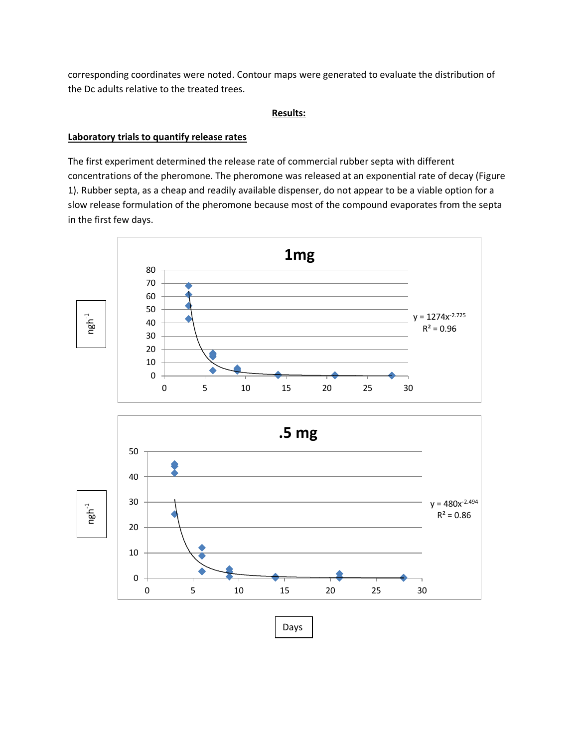corresponding coordinates were noted. Contour maps were generated to evaluate the distribution of the Dc adults relative to the treated trees.

## Results:

### Laboratory trials to quantify release rates

The first experiment determined the release rate of commercial rubber septa with different concentrations of the pheromone. The pheromone was released at an exponential rate of decay (Figure 1). Rubber septa, as a cheap and readily available dispenser, do not appear to be a viable option for a slow release formulation of the pheromone because most of the compound evaporates from the septa in the first few days.

**1mg**

$y = 1274x^{-2.725}$
$R^2 = 0.96$

**.5 mg**

$y = 480x^{-2.494}$
$R^2 = 0.86$

$ngh^{-1}$

Days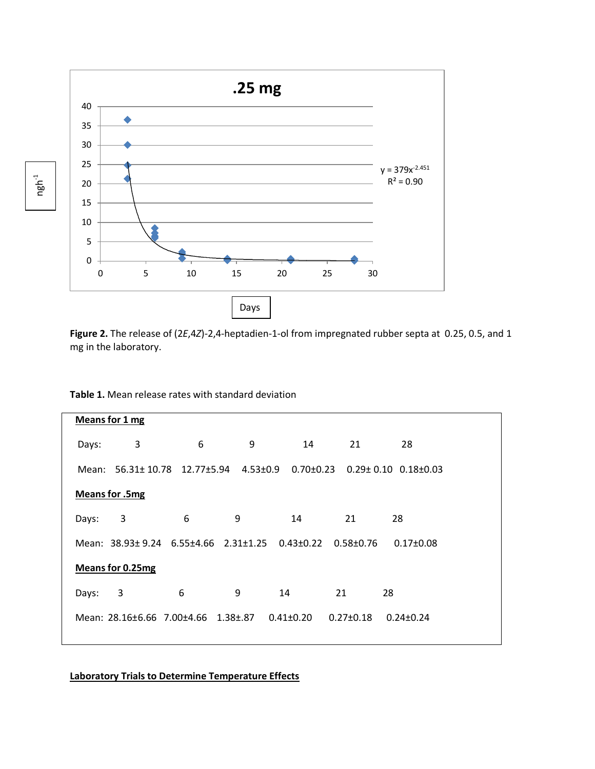**Figure 2.** The release of (2*E*,4*Z*)-2,4-heptadien-1-ol from impregnated rubber septa at 0.25, 0.5, and 1 mg in the laboratory.

**Table 1.** Mean release rates with standard deviation

**Means for 1 mg**

| Days: | 3 | 6 | 9 | 14 | 21 | 28 |
|---|---|---|---|---|---|---|
| Mean: | 56.31± 10.78 | 12.77±5.94 | 4.53±0.9 | 0.70±0.23 | 0.29± 0.10 | 0.18±0.03 |

**Means for .5mg**

| Days: | 3 | 6 | 9 | 14 | 21 | 28 |
|---|---|---|---|---|---|---|
| Mean: | 38.93± 9.24 | 6.55±4.66 | 2.31±1.25 | 0.43±0.22 | 0.58±0.76 | 0.17±0.08 |

**Means for 0.25mg**

| Days: | 3 | 6 | 9 | 14 | 21 | 28 |
|---|---|---|---|---|---|---|
| Mean: | 28.16±6.66 | 7.00±4.66 | 1.38±.87 | 0.41±0.20 | 0.27±0.18 | 0.24±0.24 |

**Laboratory Trials to Determine Temperature Effects**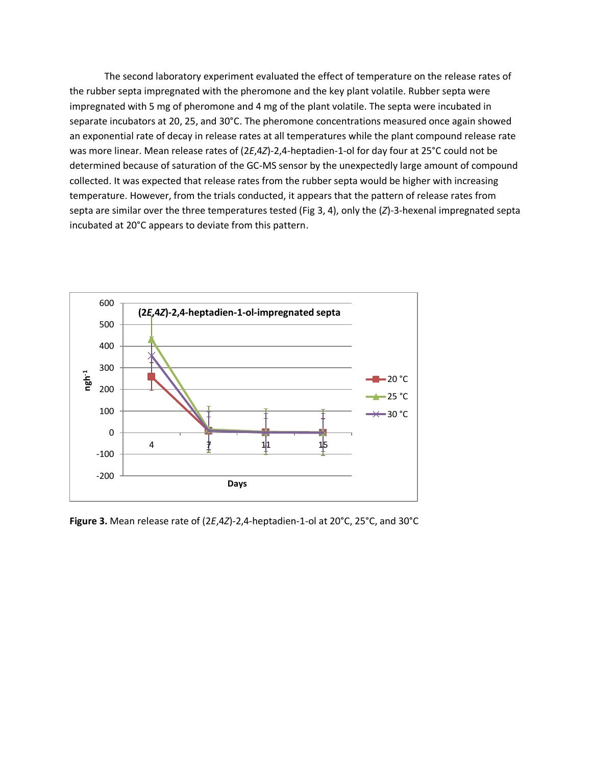The second laboratory experiment evaluated the effect of temperature on the release rates of the rubber septa impregnated with the pheromone and the key plant volatile. Rubber septa were impregnated with 5 mg of pheromone and 4 mg of the plant volatile. The septa were incubated in separate incubators at 20, 25, and 30°C. The pheromone concentrations measured once again showed an exponential rate of decay in release rates at all temperatures while the plant compound release rate was more linear. Mean release rates of (2*E*,4*Z*)-2,4-heptadien-1-ol for day four at 25°C could not be determined because of saturation of the GC-MS sensor by the unexpectedly large amount of compound collected. It was expected that release rates from the rubber septa would be higher with increasing temperature. However, from the trials conducted, it appears that the pattern of release rates from septa are similar over the three temperatures tested (Fig 3, 4), only the (*Z*)-3-hexenal impregnated septa incubated at 20°C appears to deviate from this pattern.

**Figure 3.** Mean release rate of (2*E*,4*Z*)-2,4-heptadien-1-ol at 20°C, 25°C, and 30°C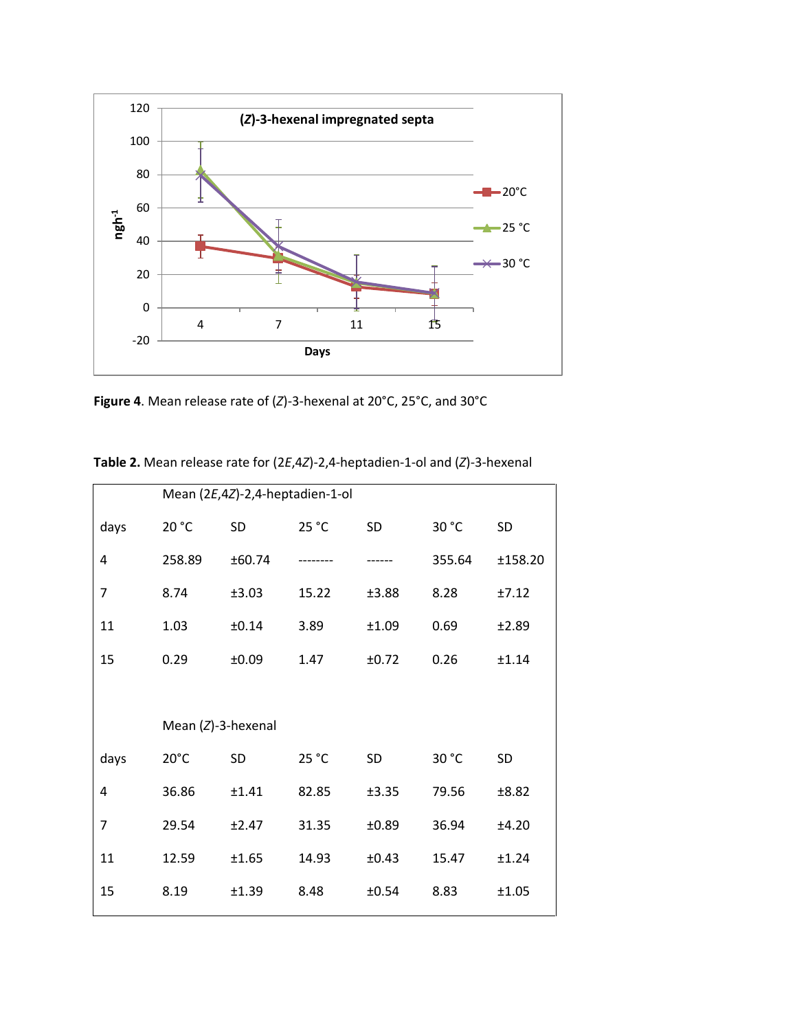**Figure 4**. Mean release rate of (*Z*)-3-hexenal at 20°C, 25°C, and 30°C

**Table 2.** Mean release rate for (2*E*,4*Z*)-2,4-heptadien-1-ol and (*Z*)-3-hexenal

| | Mean (2*E*,4*Z*)-2,4-heptadien-1-ol | | | | | |
|---|---|---|---|---|---|---|
| days | 20 °C | SD | 25 °C | SD | 30 °C | SD |
| 4 | 258.89 | ±60.74 | -------- | ------ | 355.64 | ±158.20 |
| 7 | 8.74 | ±3.03 | 15.22 | ±3.88 | 8.28 | ±7.12 |
| 11 | 1.03 | ±0.14 | 3.89 | ±1.09 | 0.69 | ±2.89 |
| 15 | 0.29 | ±0.09 | 1.47 | ±0.72 | 0.26 | ±1.14 |
| | | | | | | |
| | Mean (*Z*)-3-hexenal | | | | | |
| days | 20°C | SD | 25 °C | SD | 30 °C | SD |
| 4 | 36.86 | ±1.41 | 82.85 | ±3.35 | 79.56 | ±8.82 |
| 7 | 29.54 | ±2.47 | 31.35 | ±0.89 | 36.94 | ±4.20 |
| 11 | 12.59 | ±1.65 | 14.93 | ±0.43 | 15.47 | ±1.24 |
| 15 | 8.19 | ±1.39 | 8.48 | ±0.54 | 8.83 | ±1.05 |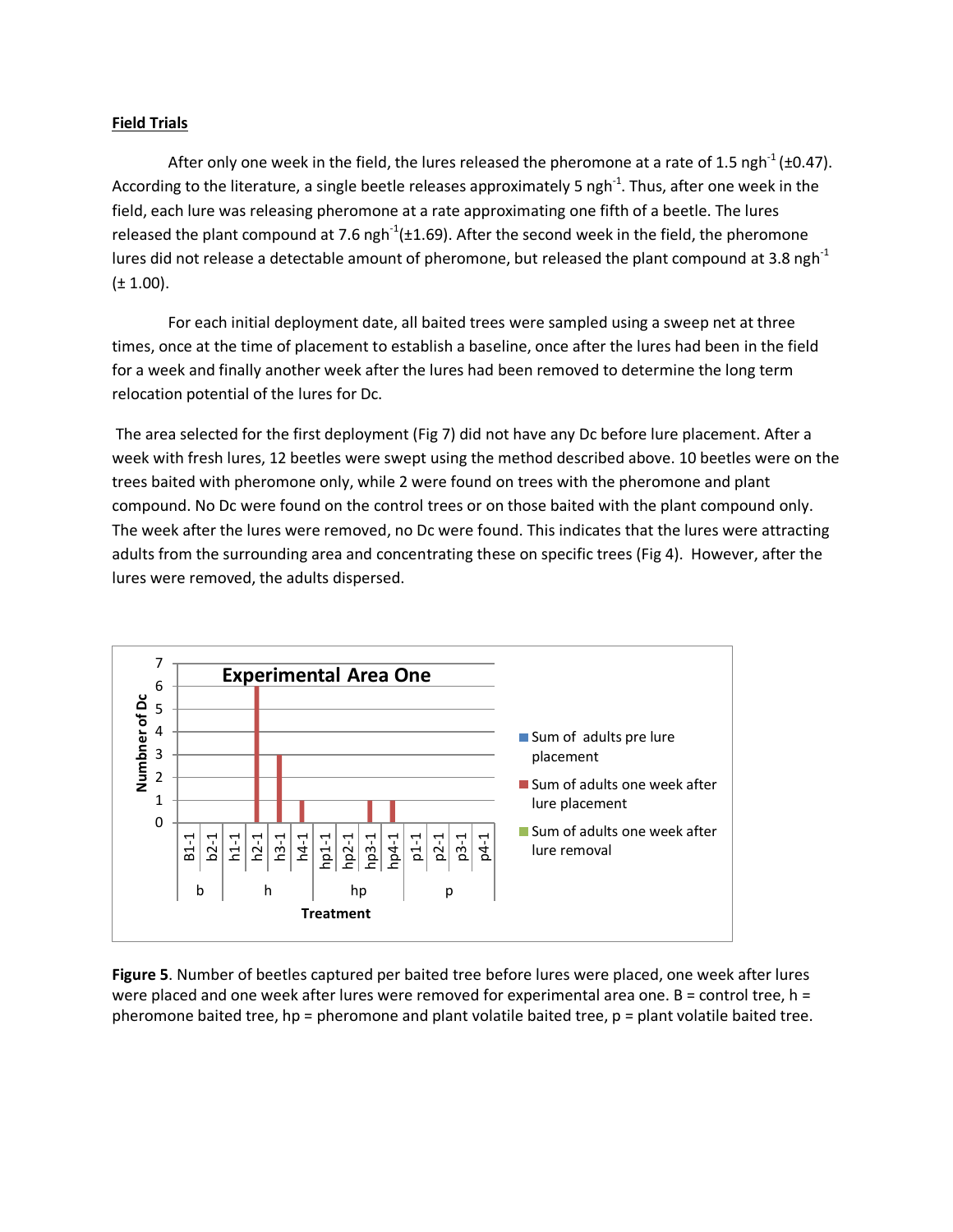**Field Trials**

After only one week in the field, the lures released the pheromone at a rate of 1.5 $ngh^{-1}$ (±0.47). According to the literature, a single beetle releases approximately 5 $ngh^{-1}$. Thus, after one week in the field, each lure was releasing pheromone at a rate approximating one fifth of a beetle. The lures released the plant compound at 7.6 $ngh^{-1}$(±1.69). After the second week in the field, the pheromone lures did not release a detectable amount of pheromone, but released the plant compound at 3.8 $ngh^{-1}$ (± 1.00).

For each initial deployment date, all baited trees were sampled using a sweep net at three times, once at the time of placement to establish a baseline, once after the lures had been in the field for a week and finally another week after the lures had been removed to determine the long term relocation potential of the lures for Dc.

The area selected for the first deployment (Fig 7) did not have any Dc before lure placement. After a week with fresh lures, 12 beetles were swept using the method described above. 10 beetles were on the trees baited with pheromone only, while 2 were found on trees with the pheromone and plant compound. No Dc were found on the control trees or on those baited with the plant compound only. The week after the lures were removed, no Dc were found. This indicates that the lures were attracting adults from the surrounding area and concentrating these on specific trees (Fig 4). However, after the lures were removed, the adults dispersed.

**Experimental Area One**

| Treatment | Tree | Sum of adults pre lure placement | Sum of adults one week after lure placement | Sum of adults one week after lure removal |
|---|---|---|---|---|
| b | B1-1 | 0 | 0 | 0 |
| b | b2-1 | 0 | 0 | 0 |
| h | h1-1 | 0 | 0 | 0 |
| h | h2-1 | 0 | 6 | 0 |
| h | h3-1 | 0 | 3 | 0 |
| h | h4-1 | 0 | 1 | 0 |
| hp | hp1-1 | 0 | 0 | 0 |
| hp | hp2-1 | 0 | 0 | 0 |
| hp | hp3-1 | 0 | 1 | 0 |
| hp | hp4-1 | 0 | 1 | 0 |
| p | p1-1 | 0 | 0 | 0 |
| p | p2-1 | 0 | 0 | 0 |
| p | p3-1 | 0 | 0 | 0 |
| p | p4-1 | 0 | 0 | 0 |

**Figure 5**. Number of beetles captured per baited tree before lures were placed, one week after lures were placed and one week after lures were removed for experimental area one. B = control tree, h = pheromone baited tree, hp = pheromone and plant volatile baited tree, p = plant volatile baited tree.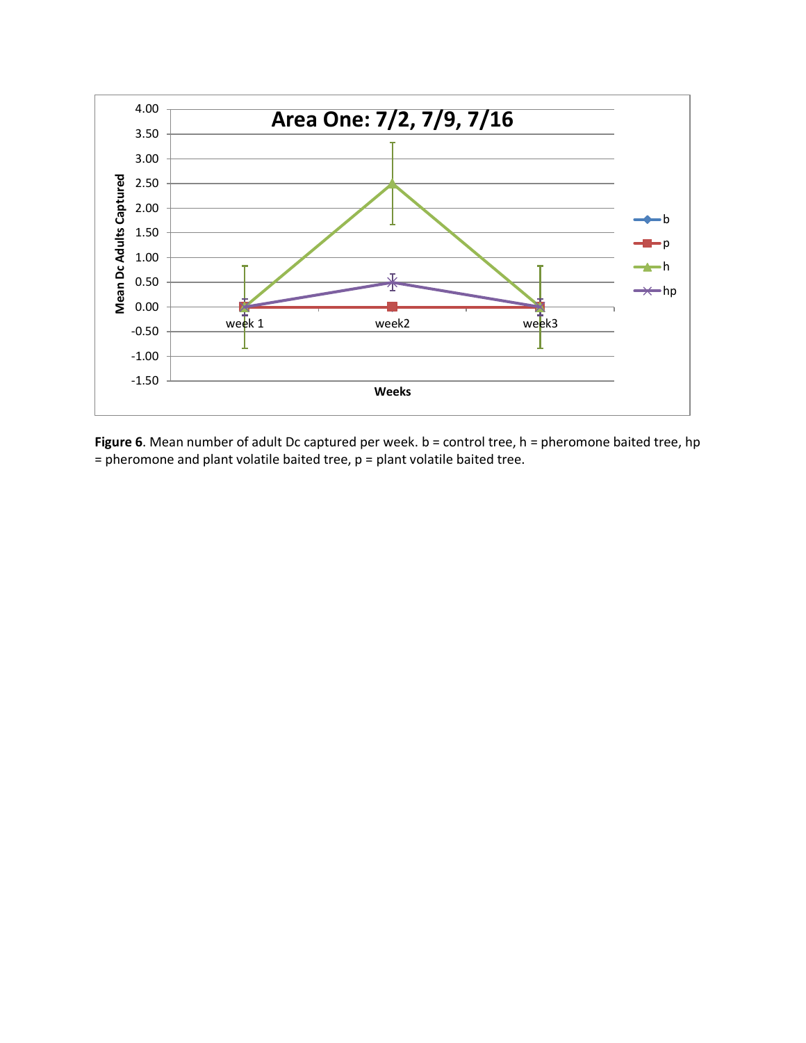**Figure 6**. Mean number of adult Dc captured per week. b = control tree, h = pheromone baited tree, hp = pheromone and plant volatile baited tree, p = plant volatile baited tree.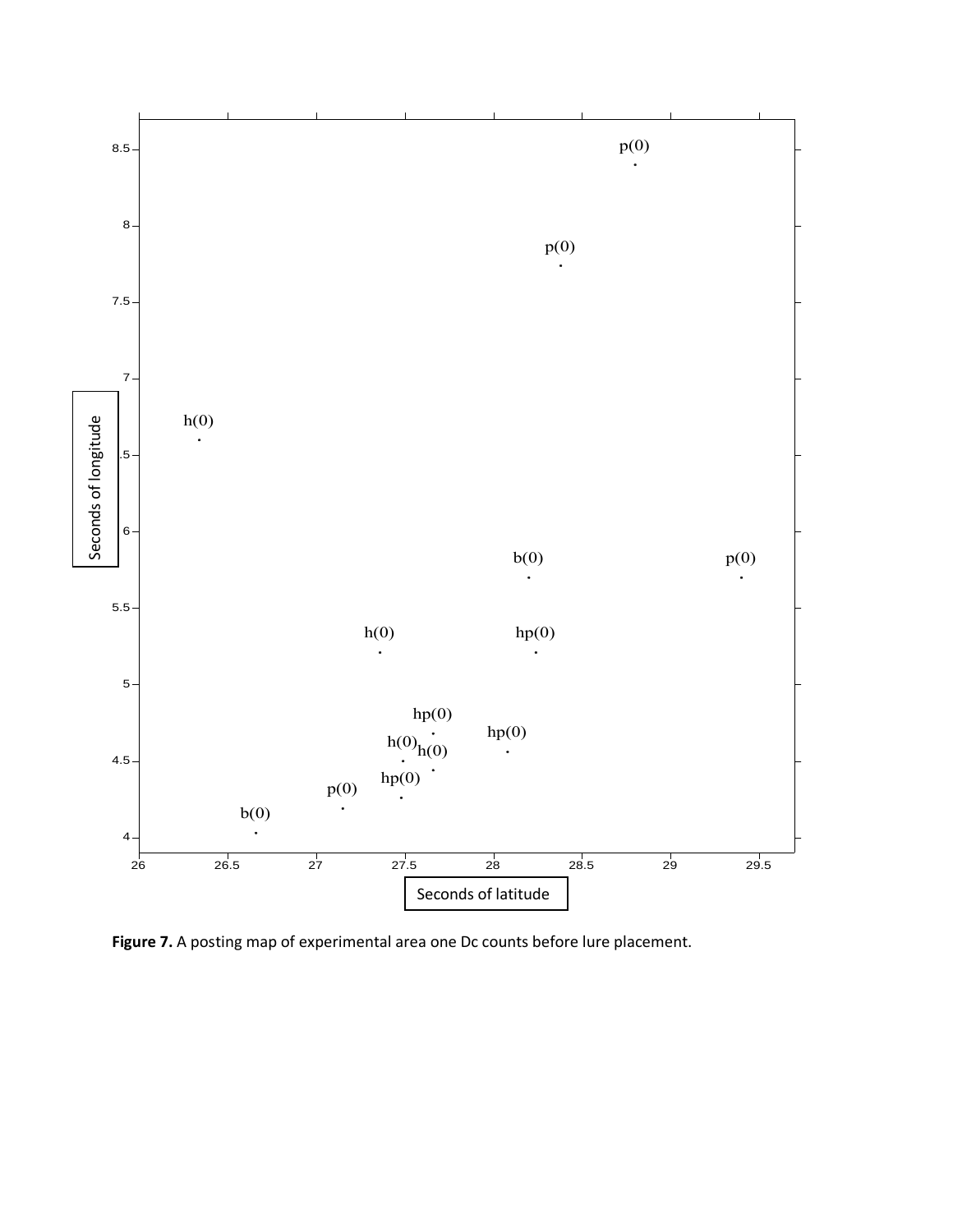**Figure 7.** A posting map of experimental area one Dc counts before lure placement.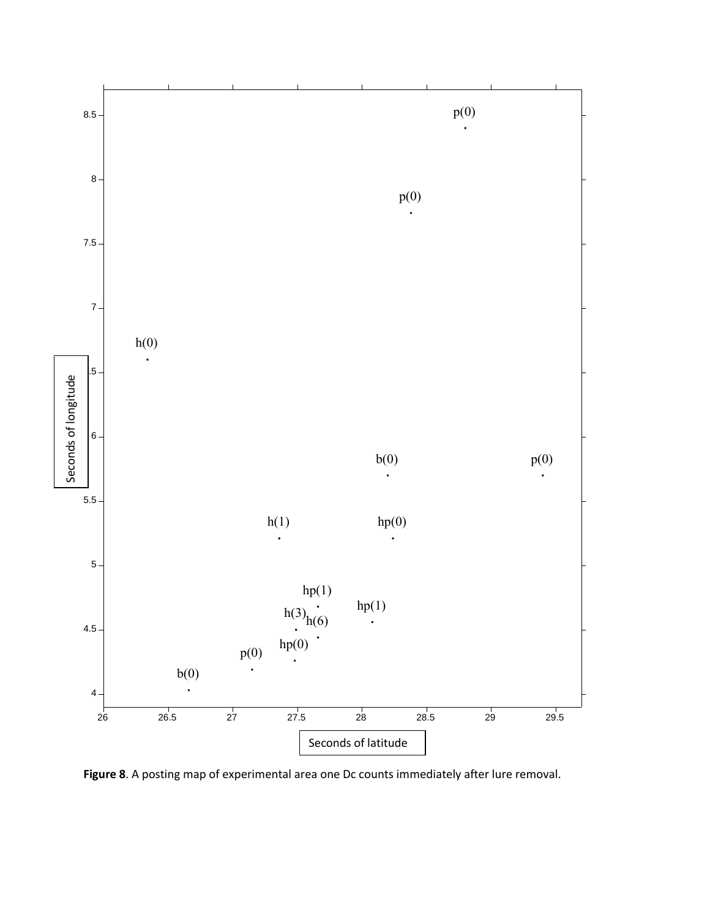**Figure 8**. A posting map of experimental area one Dc counts immediately after lure removal.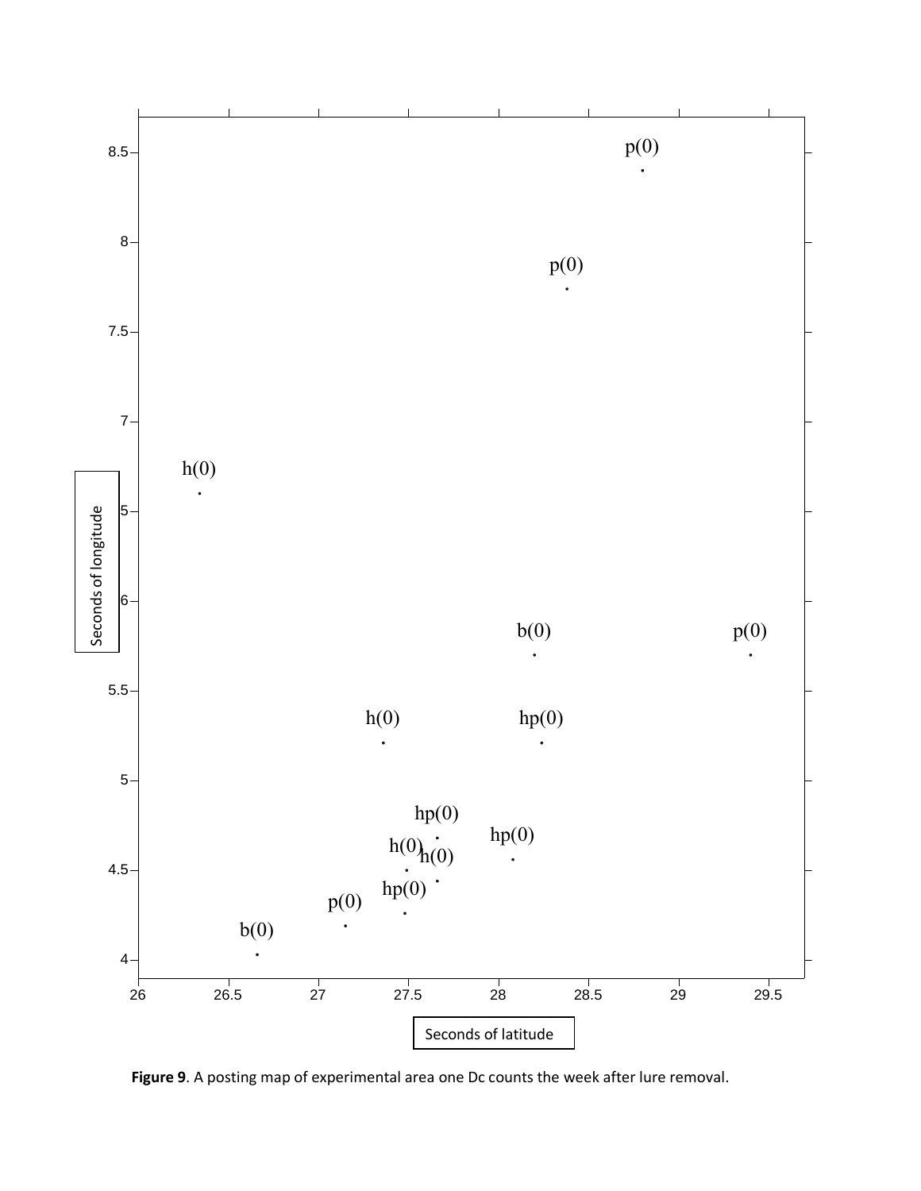**Figure 9**. A posting map of experimental area one Dc counts the week after lure removal.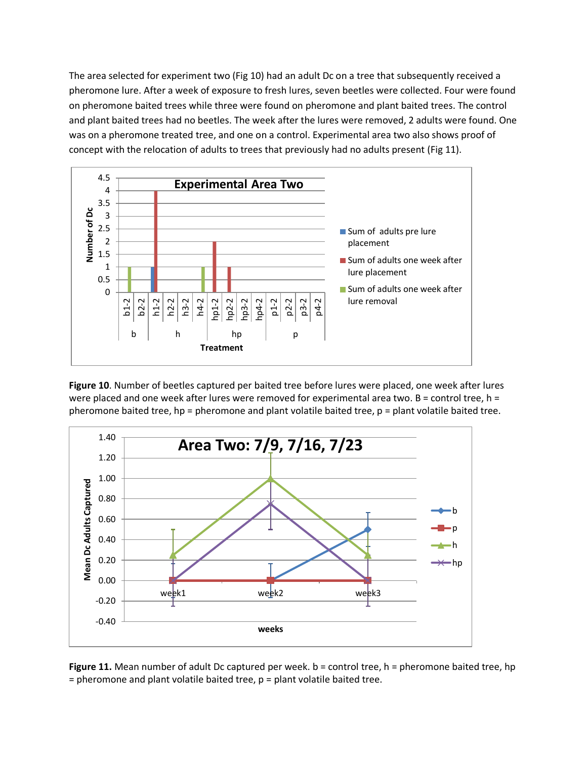The area selected for experiment two (Fig 10) had an adult Dc on a tree that subsequently received a pheromone lure. After a week of exposure to fresh lures, seven beetles were collected. Four were found on pheromone baited trees while three were found on pheromone and plant baited trees. The control and plant baited trees had no beetles. The week after the lures were removed, 2 adults were found. One was on a pheromone treated tree, and one on a control. Experimental area two also shows proof of concept with the relocation of adults to trees that previously had no adults present (Fig 11).

**Figure 10**. Number of beetles captured per baited tree before lures were placed, one week after lures were placed and one week after lures were removed for experimental area two. B = control tree, h = pheromone baited tree, hp = pheromone and plant volatile baited tree, p = plant volatile baited tree.

**Figure 11.** Mean number of adult Dc captured per week. b = control tree, h = pheromone baited tree, hp = pheromone and plant volatile baited tree, p = plant volatile baited tree.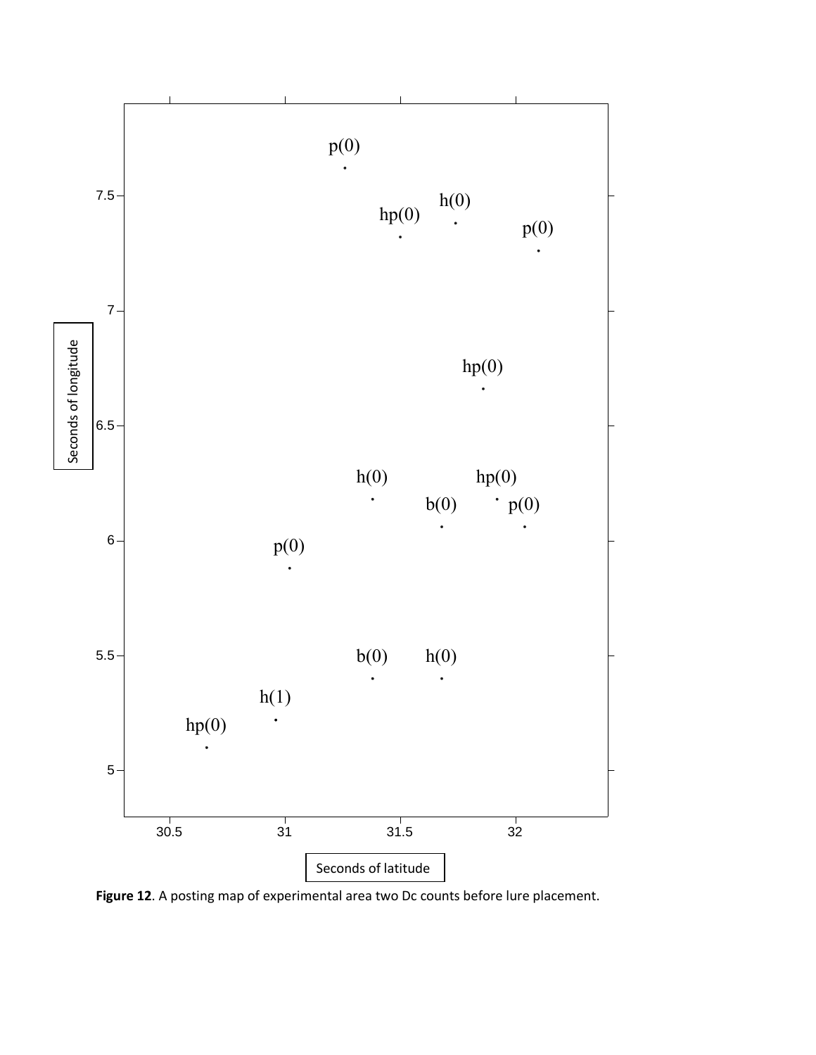**Figure 12**. A posting map of experimental area two Dc counts before lure placement.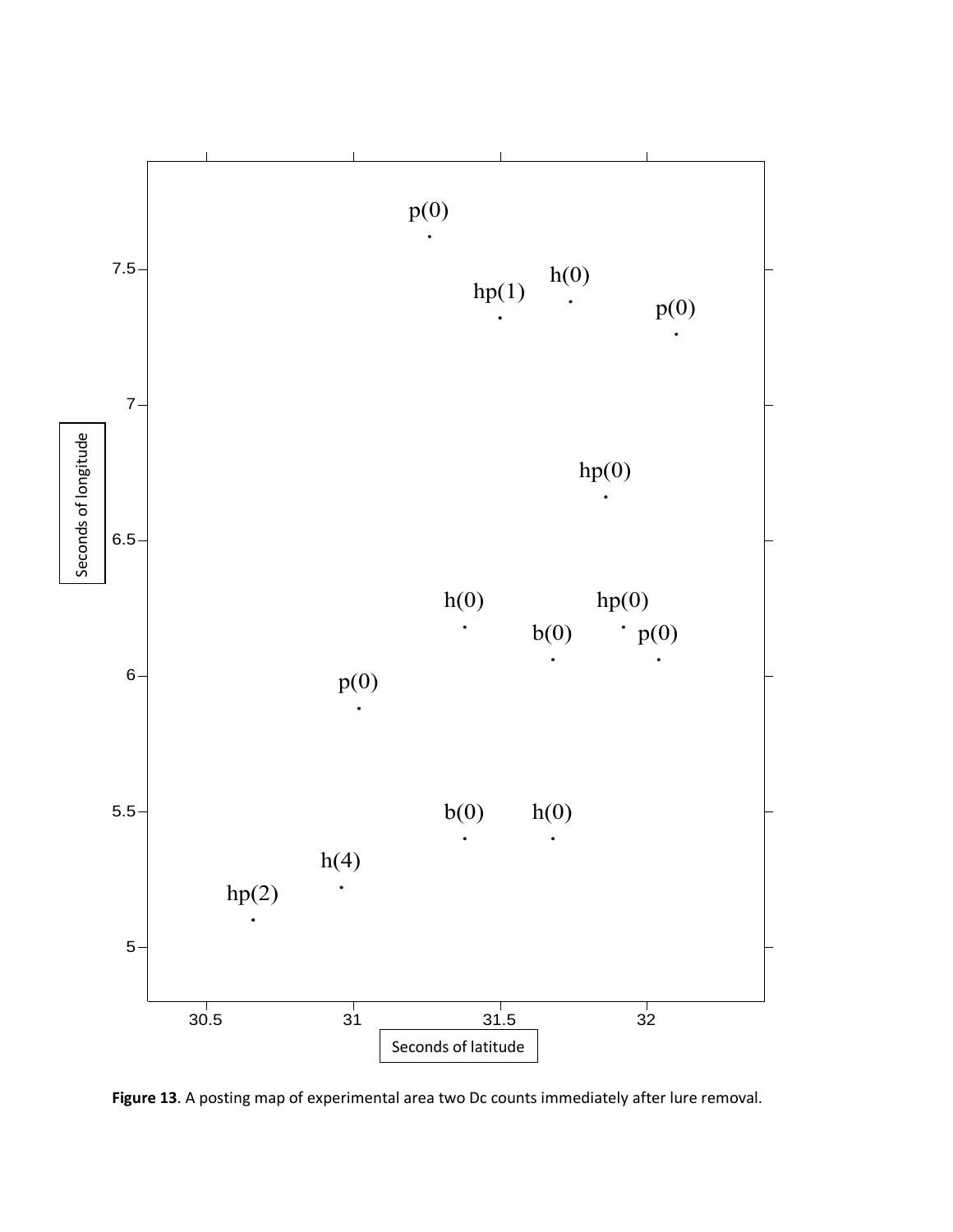**Figure 13**. A posting map of experimental area two Dc counts immediately after lure removal.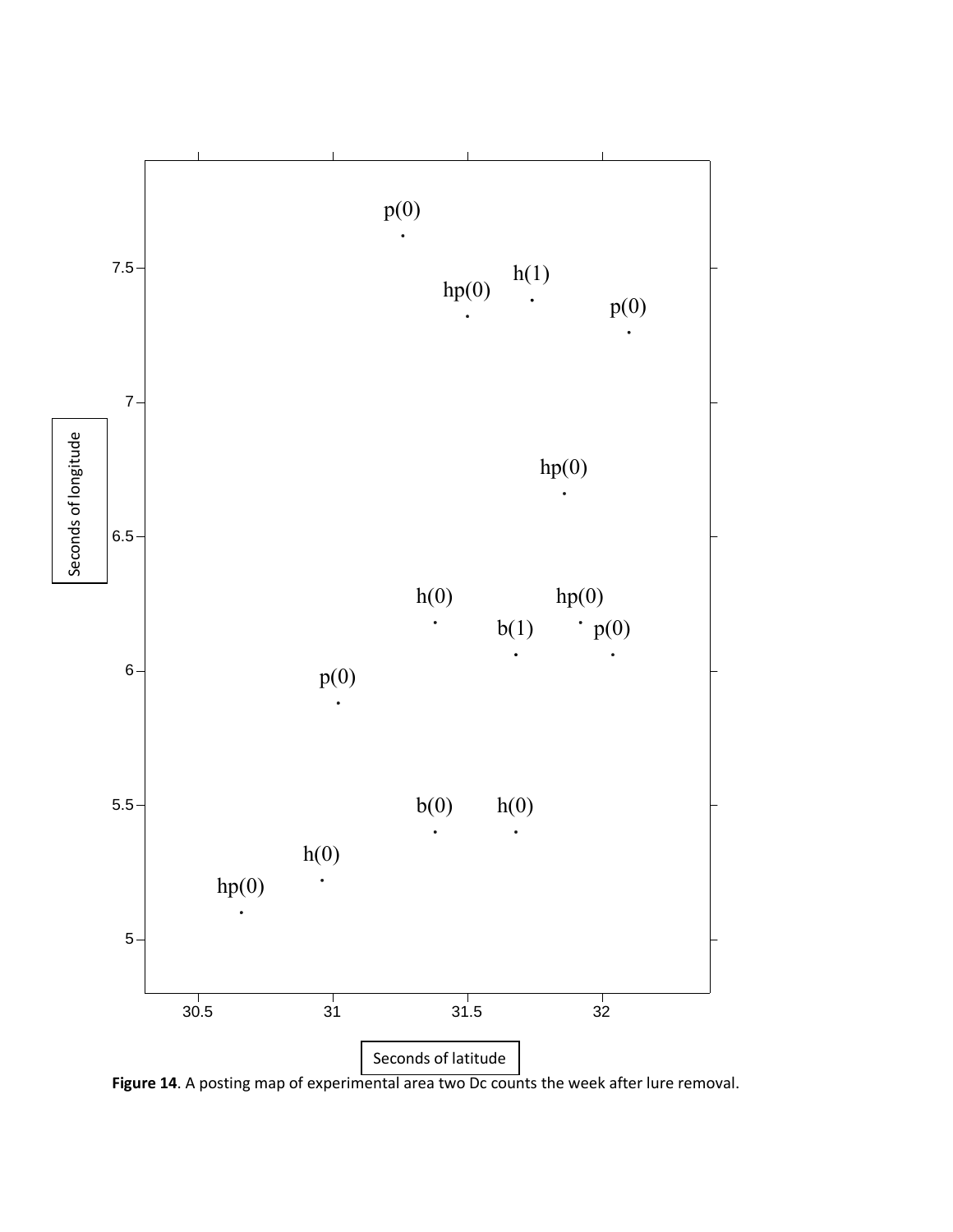**Figure 14**. A posting map of experimental area two Dc counts the week after lure removal.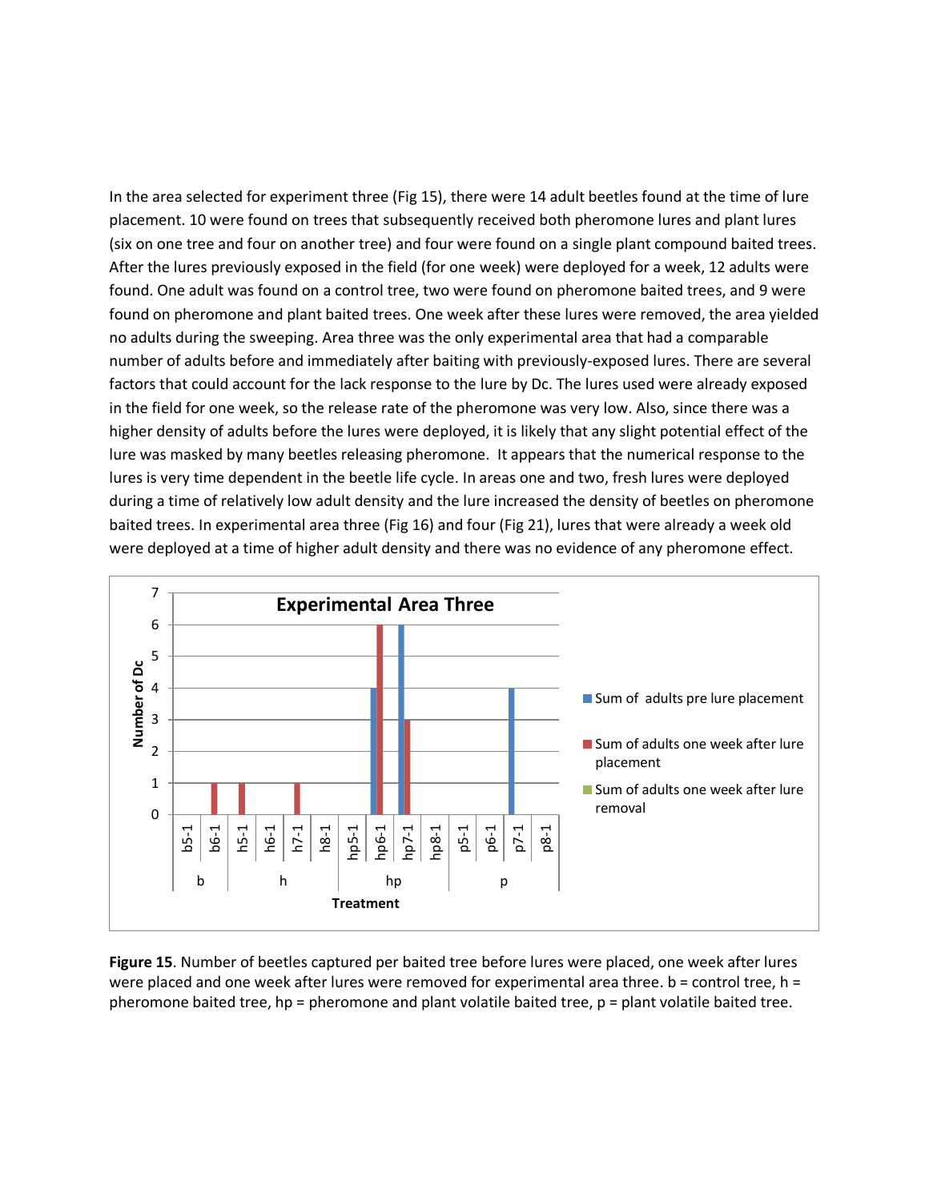In the area selected for experiment three (Fig 15), there were 14 adult beetles found at the time of lure placement. 10 were found on trees that subsequently received both pheromone lures and plant lures (six on one tree and four on another tree) and four were found on a single plant compound baited trees. After the lures previously exposed in the field (for one week) were deployed for a week, 12 adults were found. One adult was found on a control tree, two were found on pheromone baited trees, and 9 were found on pheromone and plant baited trees. One week after these lures were removed, the area yielded no adults during the sweeping. Area three was the only experimental area that had a comparable number of adults before and immediately after baiting with previously-exposed lures. There are several factors that could account for the lack response to the lure by Dc. The lures used were already exposed in the field for one week, so the release rate of the pheromone was very low. Also, since there was a higher density of adults before the lures were deployed, it is likely that any slight potential effect of the lure was masked by many beetles releasing pheromone. It appears that the numerical response to the lures is very time dependent in the beetle life cycle. In areas one and two, fresh lures were deployed during a time of relatively low adult density and the lure increased the density of beetles on pheromone baited trees. In experimental area three (Fig 16) and four (Fig 21), lures that were already a week old were deployed at a time of higher adult density and there was no evidence of any pheromone effect.

**Figure 15**. Number of beetles captured per baited tree before lures were placed, one week after lures were placed and one week after lures were removed for experimental area three. b = control tree, h = pheromone baited tree, hp = pheromone and plant volatile baited tree, p = plant volatile baited tree.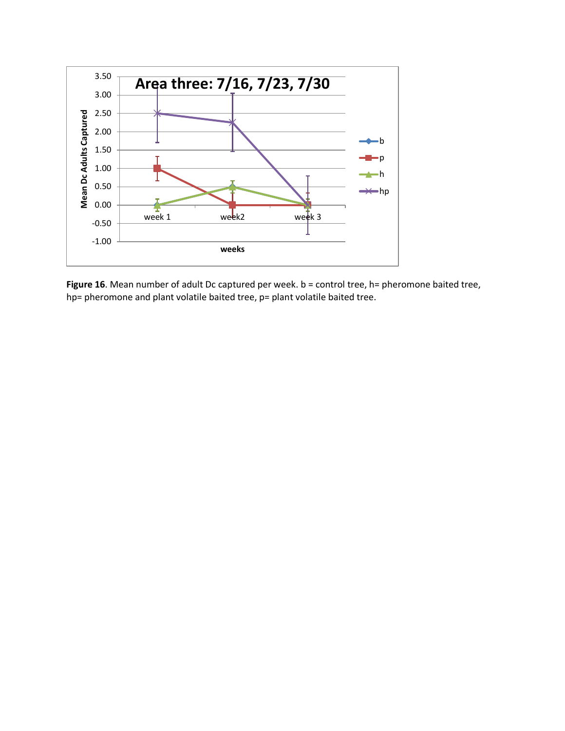**Figure 16**. Mean number of adult Dc captured per week. b = control tree, h= pheromone baited tree, hp= pheromone and plant volatile baited tree, p= plant volatile baited tree.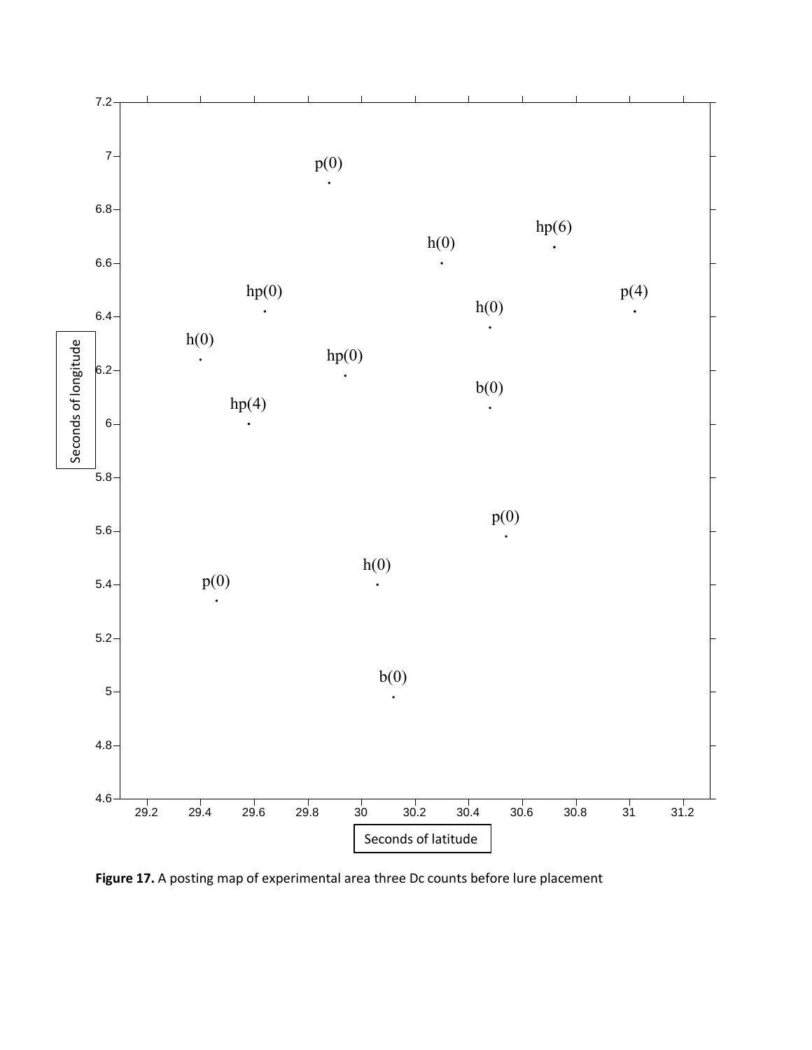**Figure 17.** A posting map of experimental area three Dc counts before lure placement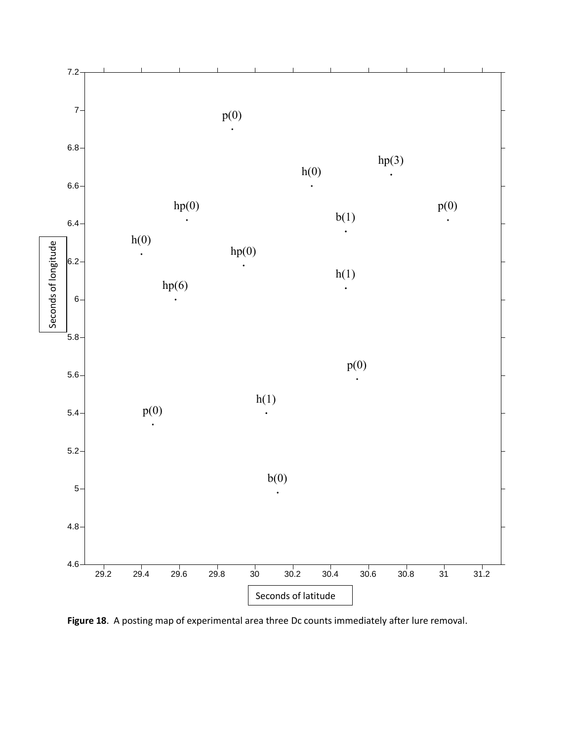**Figure 18**. A posting map of experimental area three Dc counts immediately after lure removal.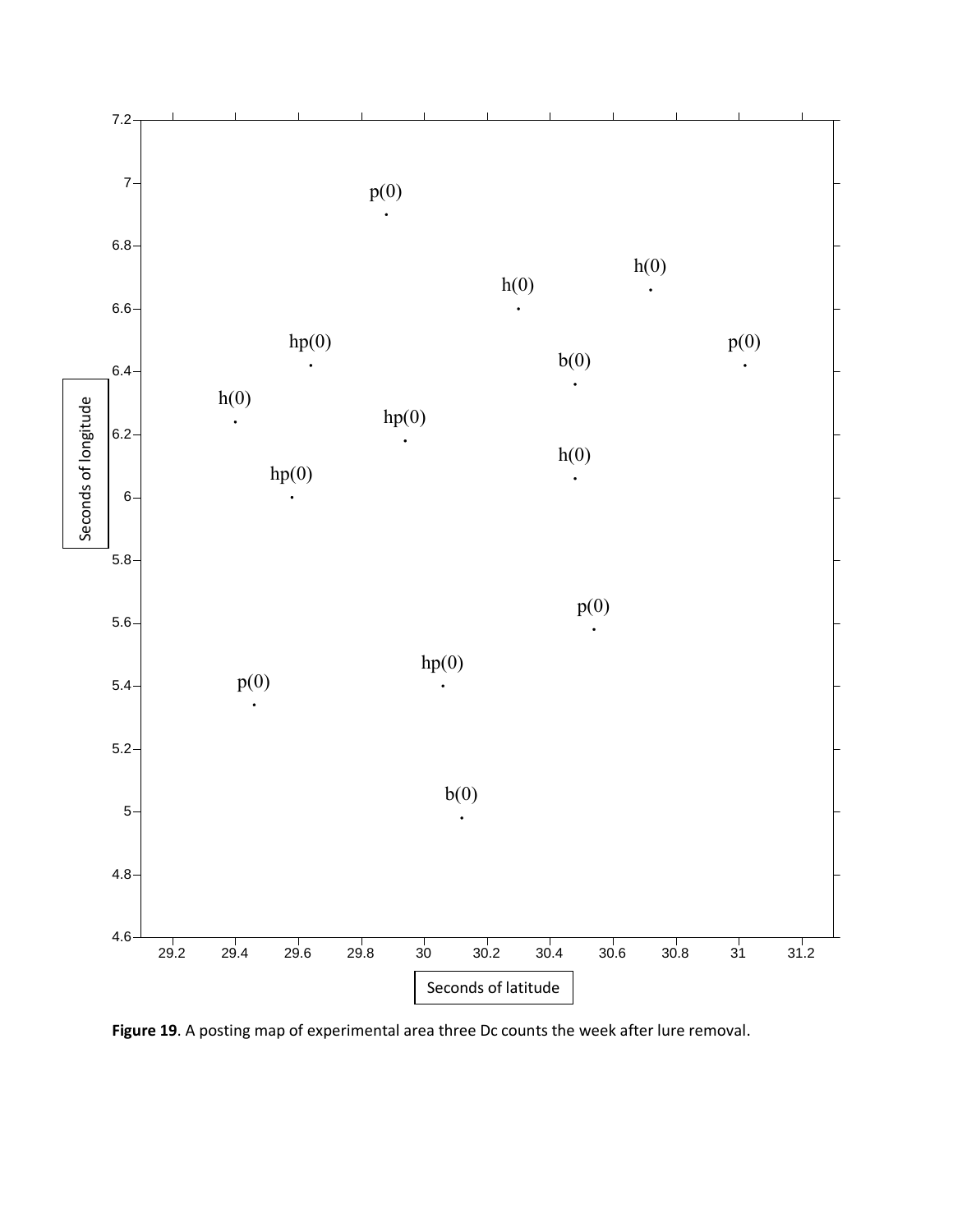**Figure 19**. A posting map of experimental area three Dc counts the week after lure removal.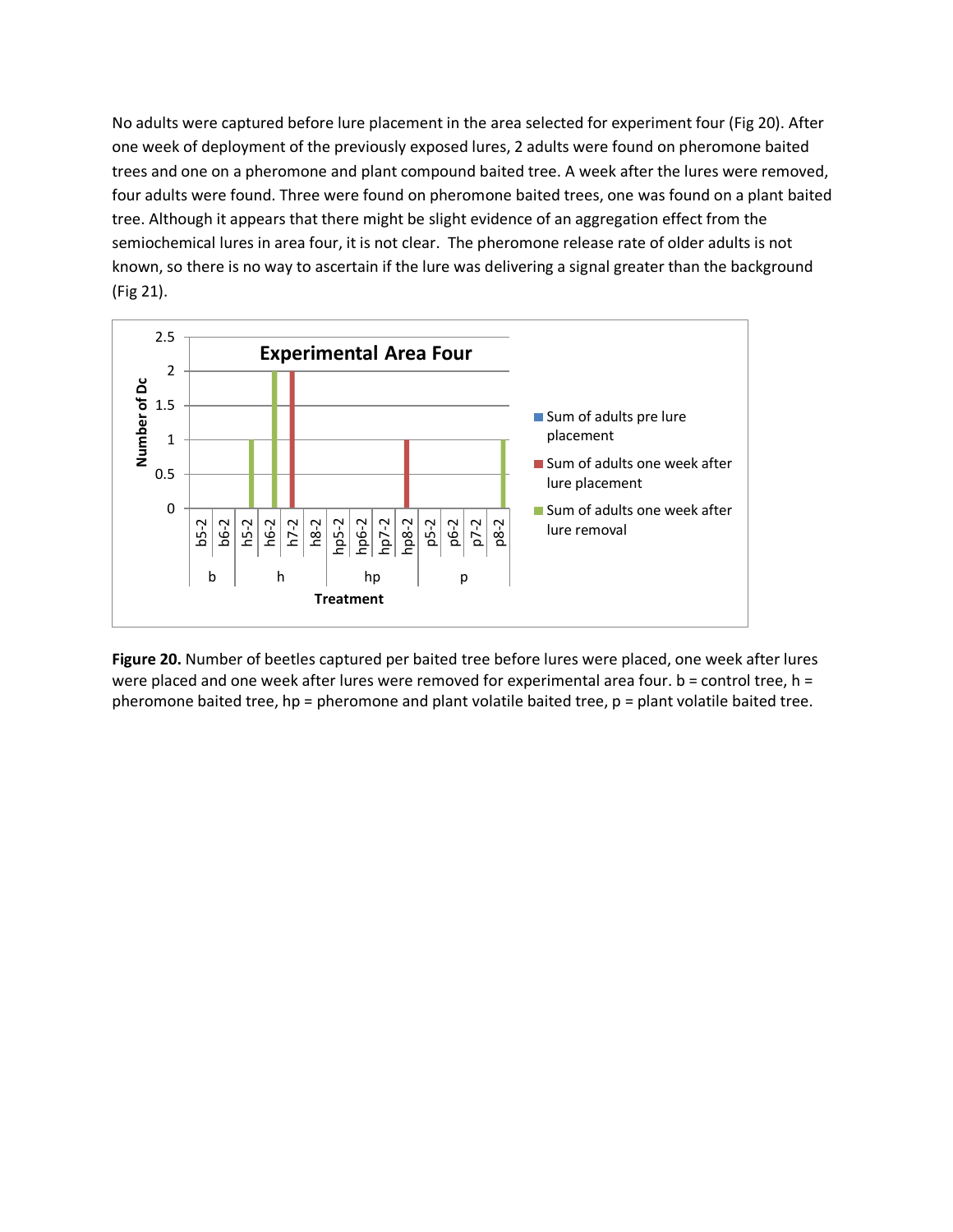No adults were captured before lure placement in the area selected for experiment four (Fig 20). After one week of deployment of the previously exposed lures, 2 adults were found on pheromone baited trees and one on a pheromone and plant compound baited tree. A week after the lures were removed, four adults were found. Three were found on pheromone baited trees, one was found on a plant baited tree. Although it appears that there might be slight evidence of an aggregation effect from the semiochemical lures in area four, it is not clear. The pheromone release rate of older adults is not known, so there is no way to ascertain if the lure was delivering a signal greater than the background (Fig 21).

**Figure 20.** Number of beetles captured per baited tree before lures were placed, one week after lures were placed and one week after lures were removed for experimental area four. b = control tree, h = pheromone baited tree, hp = pheromone and plant volatile baited tree, p = plant volatile baited tree.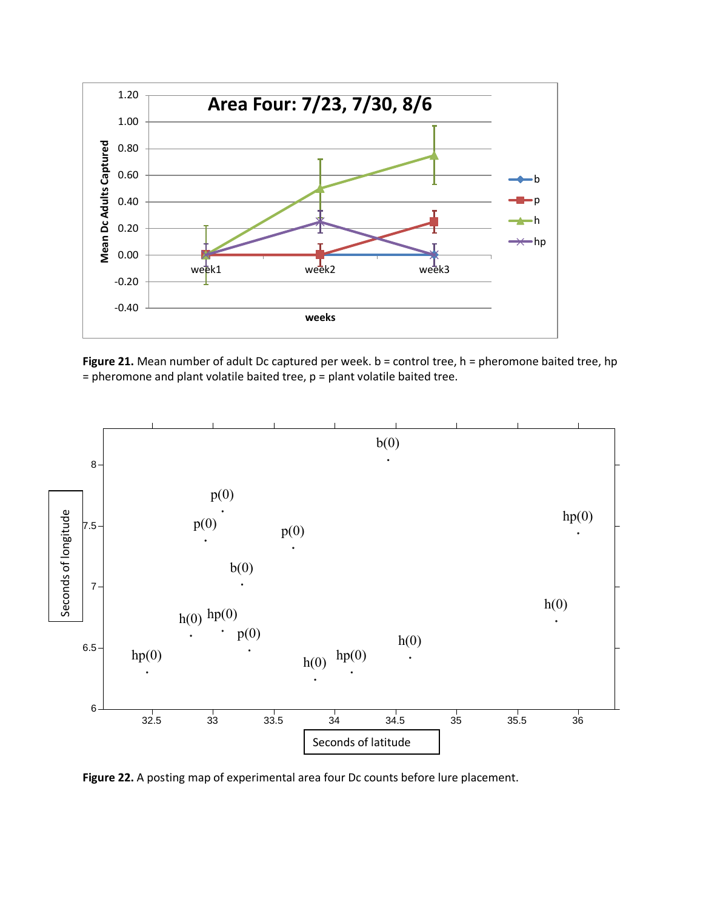**Figure 21.** Mean number of adult Dc captured per week. b = control tree, h = pheromone baited tree, hp = pheromone and plant volatile baited tree, p = plant volatile baited tree.

**Figure 22.** A posting map of experimental area four Dc counts before lure placement.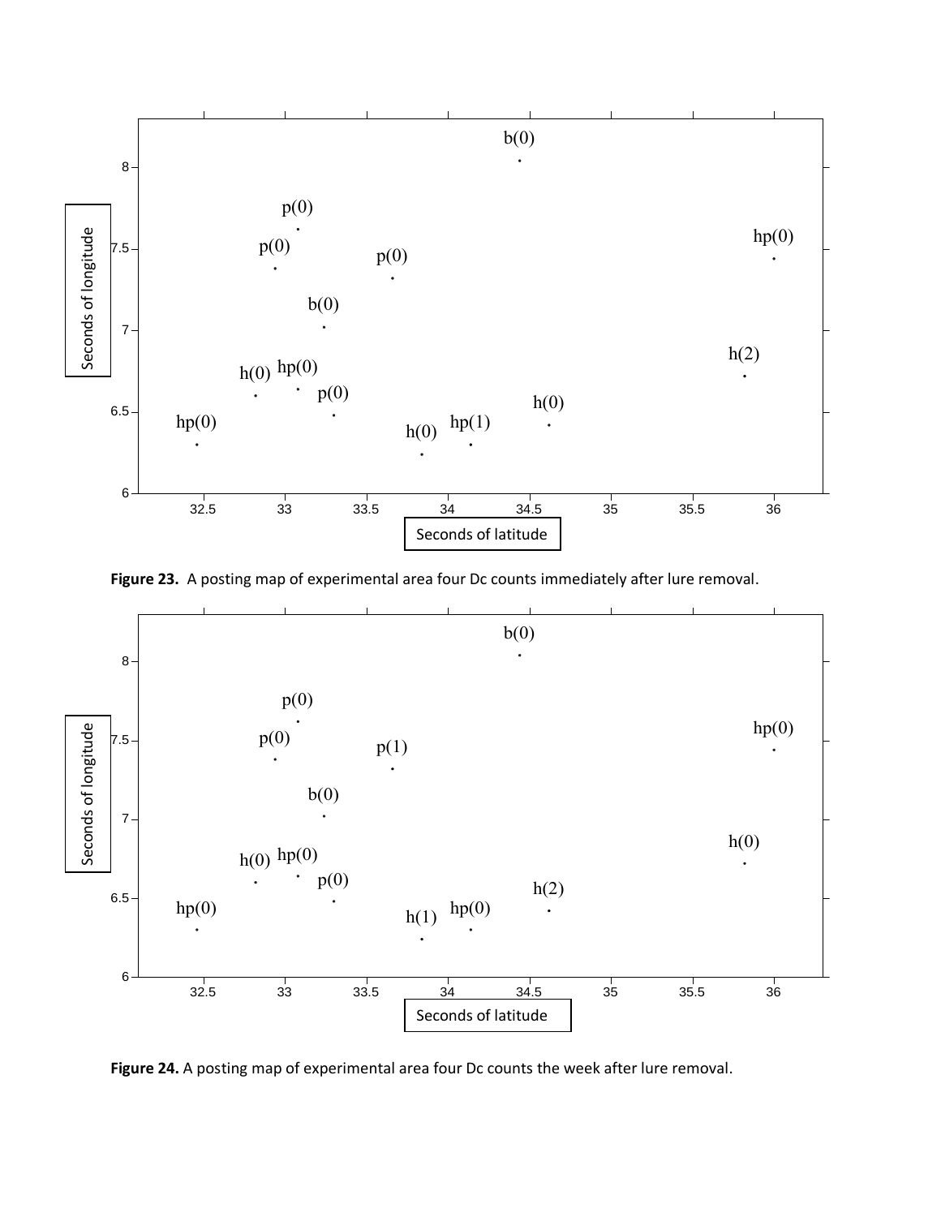**Figure 23.** A posting map of experimental area four Dc counts immediately after lure removal.

**Figure 24.** A posting map of experimental area four Dc counts the week after lure removal.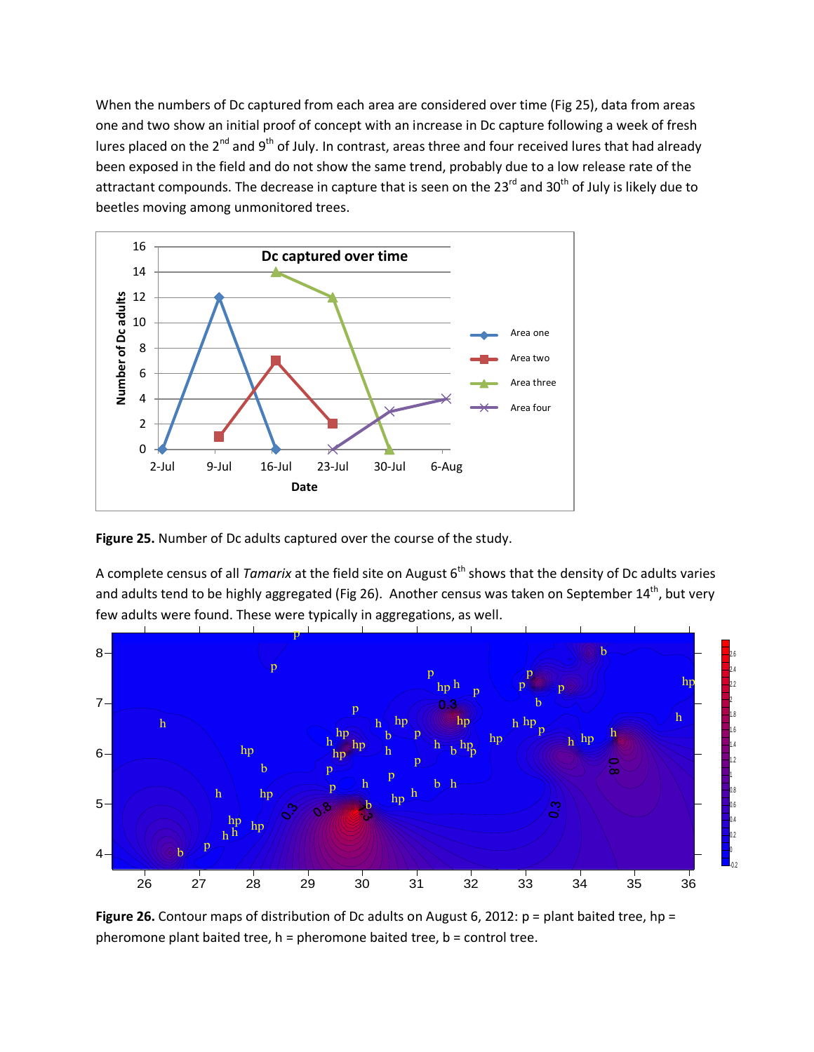When the numbers of Dc captured from each area are considered over time (Fig 25), data from areas one and two show an initial proof of concept with an increase in Dc capture following a week of fresh lures placed on the 2nd and 9th of July. In contrast, areas three and four received lures that had already been exposed in the field and do not show the same trend, probably due to a low release rate of the attractant compounds. The decrease in capture that is seen on the 23rd and 30th of July is likely due to beetles moving among unmonitored trees.

**Figure 25.** Number of Dc adults captured over the course of the study.

A complete census of all *Tamarix* at the field site on August 6th shows that the density of Dc adults varies and adults tend to be highly aggregated (Fig 26). Another census was taken on September 14th, but very few adults were found. These were typically in aggregations, as well.

**Figure 26.** Contour maps of distribution of Dc adults on August 6, 2012: p = plant baited tree, hp = pheromone plant baited tree, h = pheromone baited tree, b = control tree.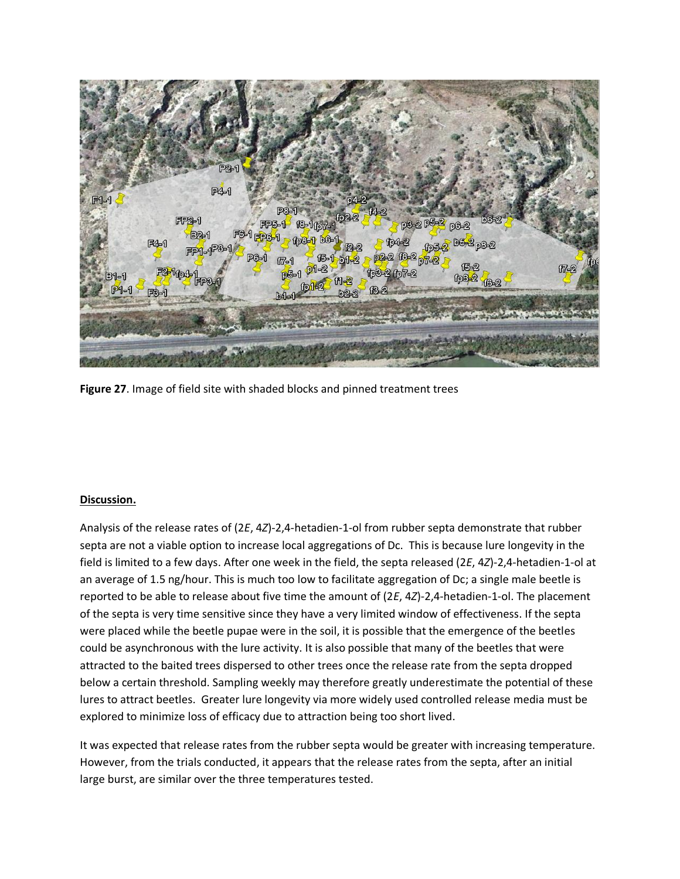**Figure 27**. Image of field site with shaded blocks and pinned treatment trees

**Discussion.**

Analysis of the release rates of (2*E*, 4*Z*)-2,4-hetadien-1-ol from rubber septa demonstrate that rubber septa are not a viable option to increase local aggregations of Dc. This is because lure longevity in the field is limited to a few days. After one week in the field, the septa released (2*E*, 4*Z*)-2,4-hetadien-1-ol at an average of 1.5 ng/hour. This is much too low to facilitate aggregation of Dc; a single male beetle is reported to be able to release about five time the amount of (2*E*, 4*Z*)-2,4-hetadien-1-ol. The placement of the septa is very time sensitive since they have a very limited window of effectiveness. If the septa were placed while the beetle pupae were in the soil, it is possible that the emergence of the beetles could be asynchronous with the lure activity. It is also possible that many of the beetles that were attracted to the baited trees dispersed to other trees once the release rate from the septa dropped below a certain threshold. Sampling weekly may therefore greatly underestimate the potential of these lures to attract beetles. Greater lure longevity via more widely used controlled release media must be explored to minimize loss of efficacy due to attraction being too short lived.

It was expected that release rates from the rubber septa would be greater with increasing temperature. However, from the trials conducted, it appears that the release rates from the septa, after an initial large burst, are similar over the three temperatures tested.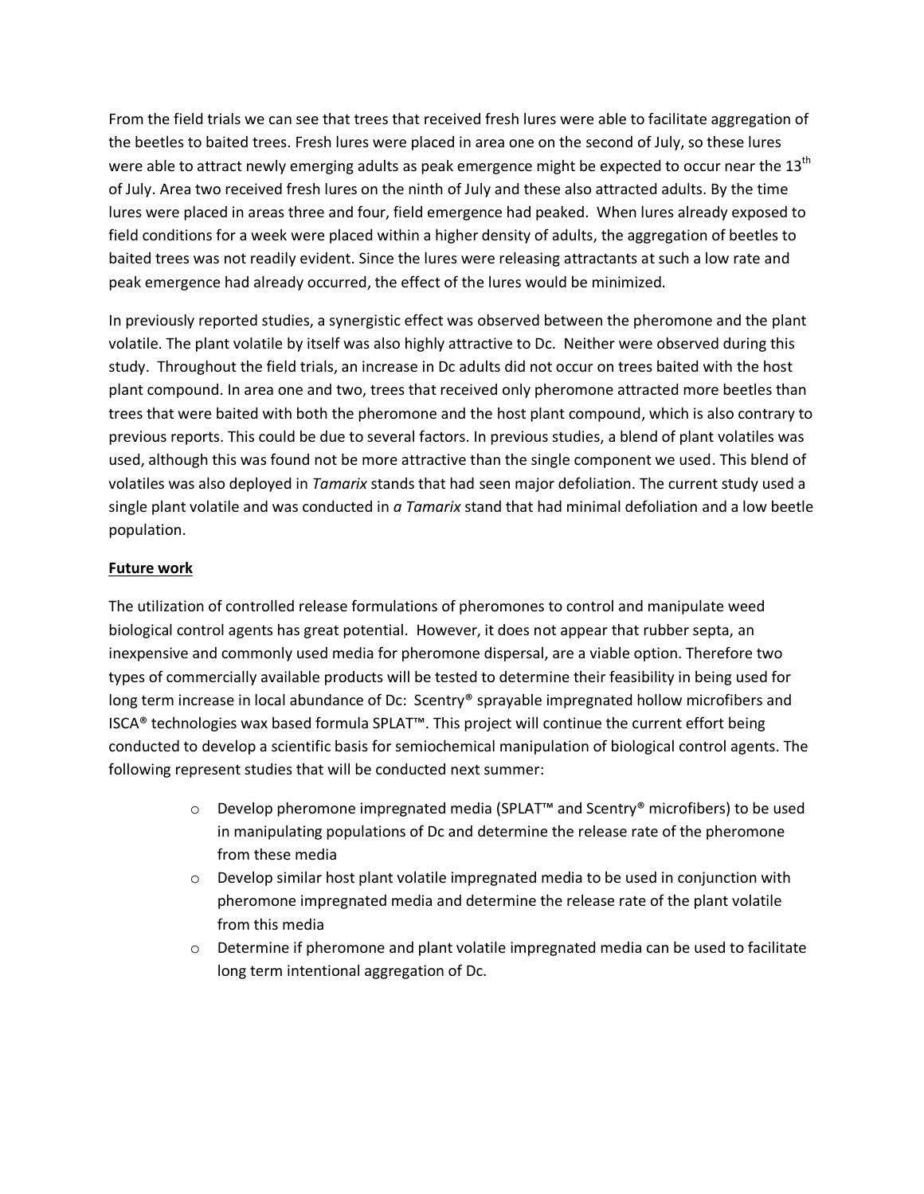From the field trials we can see that trees that received fresh lures were able to facilitate aggregation of the beetles to baited trees. Fresh lures were placed in area one on the second of July, so these lures were able to attract newly emerging adults as peak emergence might be expected to occur near the 13th of July. Area two received fresh lures on the ninth of July and these also attracted adults. By the time lures were placed in areas three and four, field emergence had peaked. When lures already exposed to field conditions for a week were placed within a higher density of adults, the aggregation of beetles to baited trees was not readily evident. Since the lures were releasing attractants at such a low rate and peak emergence had already occurred, the effect of the lures would be minimized.

In previously reported studies, a synergistic effect was observed between the pheromone and the plant volatile. The plant volatile by itself was also highly attractive to Dc. Neither were observed during this study. Throughout the field trials, an increase in Dc adults did not occur on trees baited with the host plant compound. In area one and two, trees that received only pheromone attracted more beetles than trees that were baited with both the pheromone and the host plant compound, which is also contrary to previous reports. This could be due to several factors. In previous studies, a blend of plant volatiles was used, although this was found not be more attractive than the single component we used. This blend of volatiles was also deployed in *Tamarix* stands that had seen major defoliation. The current study used a single plant volatile and was conducted in *a Tamarix* stand that had minimal defoliation and a low beetle population.

**Future work**

The utilization of controlled release formulations of pheromones to control and manipulate weed biological control agents has great potential. However, it does not appear that rubber septa, an inexpensive and commonly used media for pheromone dispersal, are a viable option. Therefore two types of commercially available products will be tested to determine their feasibility in being used for long term increase in local abundance of Dc: Scentry® sprayable impregnated hollow microfibers and ISCA® technologies wax based formula SPLAT™. This project will continue the current effort being conducted to develop a scientific basis for semiochemical manipulation of biological control agents. The following represent studies that will be conducted next summer:

- Develop pheromone impregnated media (SPLAT™ and Scentry® microfibers) to be used in manipulating populations of Dc and determine the release rate of the pheromone from these media
- Develop similar host plant volatile impregnated media to be used in conjunction with pheromone impregnated media and determine the release rate of the plant volatile from this media
- Determine if pheromone and plant volatile impregnated media can be used to facilitate long term intentional aggregation of Dc.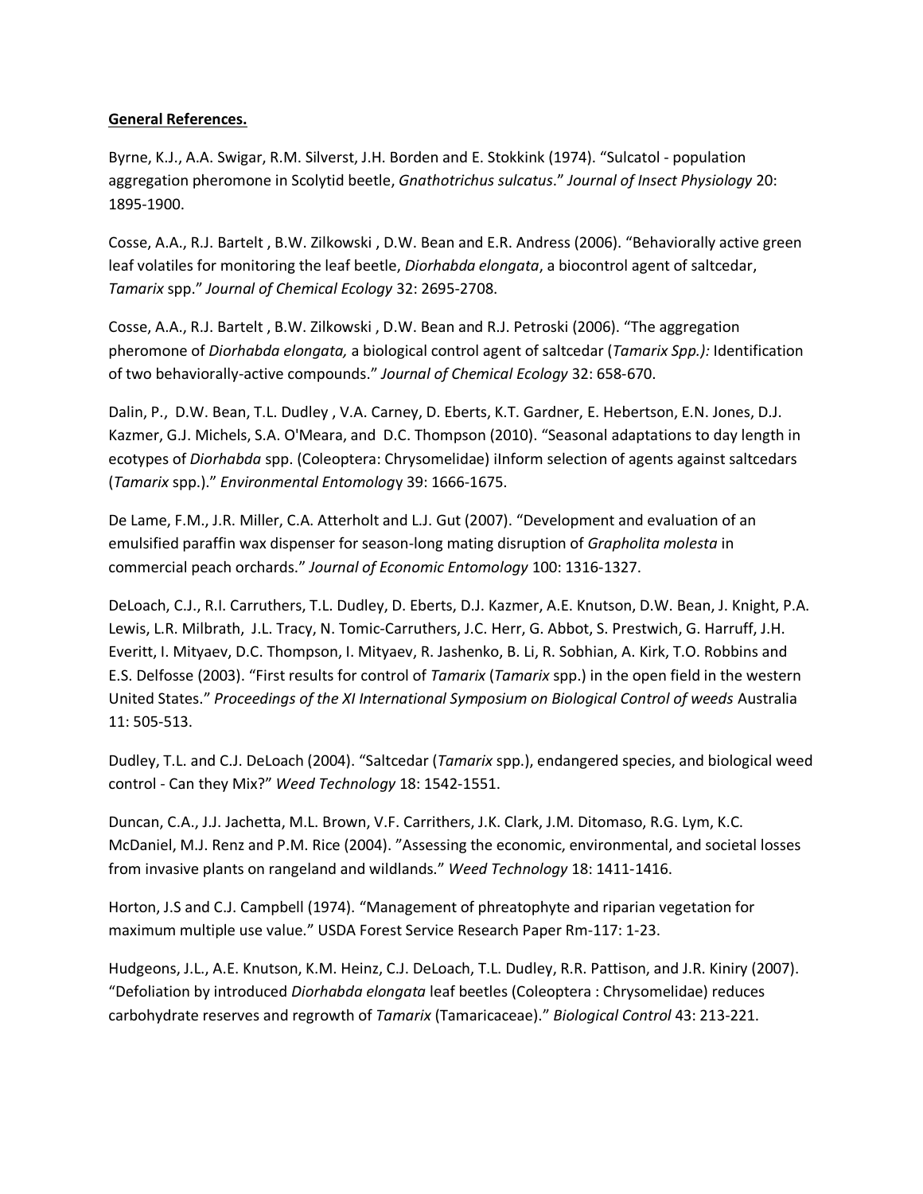**General References.**

Byrne, K.J., A.A. Swigar, R.M. Silverst, J.H. Borden and E. Stokkink (1974). "Sulcatol - population aggregation pheromone in Scolytid beetle, *Gnathotrichus sulcatus*." *Journal of Insect Physiology* 20: 1895-1900.

Cosse, A.A., R.J. Bartelt , B.W. Zilkowski , D.W. Bean and E.R. Andress (2006). "Behaviorally active green leaf volatiles for monitoring the leaf beetle, *Diorhabda elongata*, a biocontrol agent of saltcedar, *Tamarix* spp." *Journal of Chemical Ecology* 32: 2695-2708.

Cosse, A.A., R.J. Bartelt , B.W. Zilkowski , D.W. Bean and R.J. Petroski (2006). "The aggregation pheromone of *Diorhabda elongata,* a biological control agent of saltcedar (*Tamarix Spp.):* Identification of two behaviorally-active compounds." *Journal of Chemical Ecology* 32: 658-670.

Dalin, P., D.W. Bean, T.L. Dudley , V.A. Carney, D. Eberts, K.T. Gardner, E. Hebertson, E.N. Jones, D.J. Kazmer, G.J. Michels, S.A. O'Meara, and D.C. Thompson (2010). "Seasonal adaptations to day length in ecotypes of *Diorhabda* spp. (Coleoptera: Chrysomelidae) iInform selection of agents against saltcedars (*Tamarix* spp.)." *Environmental Entomolog*y 39: 1666-1675.

De Lame, F.M., J.R. Miller, C.A. Atterholt and L.J. Gut (2007). "Development and evaluation of an emulsified paraffin wax dispenser for season-long mating disruption of *Grapholita molesta* in commercial peach orchards." *Journal of Economic Entomology* 100: 1316-1327.

DeLoach, C.J., R.I. Carruthers, T.L. Dudley, D. Eberts, D.J. Kazmer, A.E. Knutson, D.W. Bean, J. Knight, P.A. Lewis, L.R. Milbrath, J.L. Tracy, N. Tomic-Carruthers, J.C. Herr, G. Abbot, S. Prestwich, G. Harruff, J.H. Everitt, I. Mityaev, D.C. Thompson, I. Mityaev, R. Jashenko, B. Li, R. Sobhian, A. Kirk, T.O. Robbins and E.S. Delfosse (2003). "First results for control of *Tamarix* (*Tamarix* spp.) in the open field in the western United States." *Proceedings of the XI International Symposium on Biological Control of weeds* Australia 11: 505-513.

Dudley, T.L. and C.J. DeLoach (2004). "Saltcedar (*Tamarix* spp.), endangered species, and biological weed control - Can they Mix?" *Weed Technology* 18: 1542-1551.

Duncan, C.A., J.J. Jachetta, M.L. Brown, V.F. Carrithers, J.K. Clark, J.M. Ditomaso, R.G. Lym, K.C. McDaniel, M.J. Renz and P.M. Rice (2004). "Assessing the economic, environmental, and societal losses from invasive plants on rangeland and wildlands." *Weed Technology* 18: 1411-1416.

Horton, J.S and C.J. Campbell (1974). "Management of phreatophyte and riparian vegetation for maximum multiple use value." USDA Forest Service Research Paper Rm-117: 1-23.

Hudgeons, J.L., A.E. Knutson, K.M. Heinz, C.J. DeLoach, T.L. Dudley, R.R. Pattison, and J.R. Kiniry (2007). "Defoliation by introduced *Diorhabda elongata* leaf beetles (Coleoptera : Chrysomelidae) reduces carbohydrate reserves and regrowth of *Tamarix* (Tamaricaceae)." *Biological Control* 43: 213-221.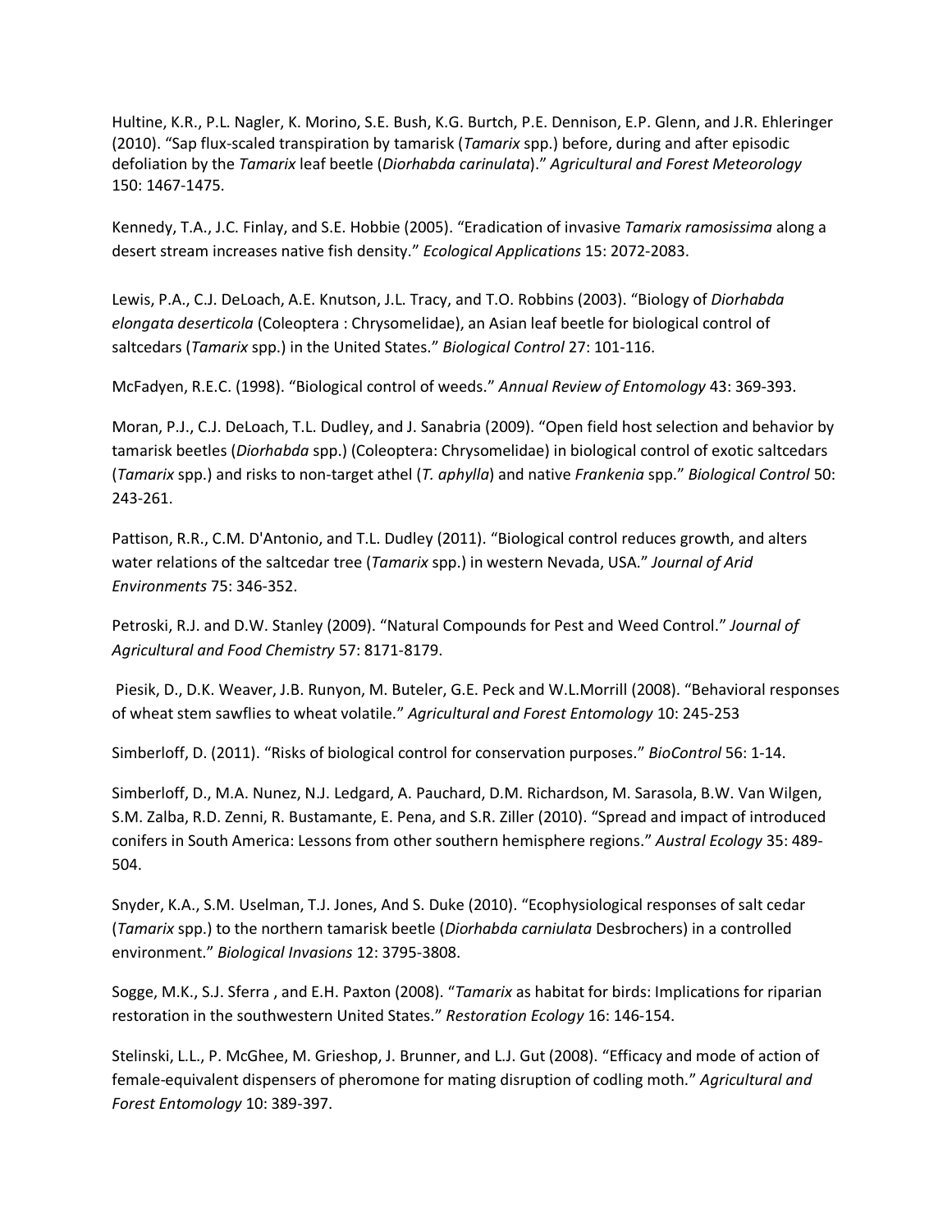Hultine, K.R., P.L. Nagler, K. Morino, S.E. Bush, K.G. Burtch, P.E. Dennison, E.P. Glenn, and J.R. Ehleringer (2010). "Sap flux-scaled transpiration by tamarisk (*Tamarix* spp.) before, during and after episodic defoliation by the *Tamarix* leaf beetle (*Diorhabda carinulata*)." *Agricultural and Forest Meteorology* 150: 1467-1475.

Kennedy, T.A., J.C. Finlay, and S.E. Hobbie (2005). "Eradication of invasive *Tamarix ramosissima* along a desert stream increases native fish density." *Ecological Applications* 15: 2072-2083.

Lewis, P.A., C.J. DeLoach, A.E. Knutson, J.L. Tracy, and T.O. Robbins (2003). "Biology of *Diorhabda elongata deserticola* (Coleoptera : Chrysomelidae), an Asian leaf beetle for biological control of saltcedars (*Tamarix* spp.) in the United States." *Biological Control* 27: 101-116.

McFadyen, R.E.C. (1998). "Biological control of weeds." *Annual Review of Entomology* 43: 369-393.

Moran, P.J., C.J. DeLoach, T.L. Dudley, and J. Sanabria (2009). "Open field host selection and behavior by tamarisk beetles (*Diorhabda* spp.) (Coleoptera: Chrysomelidae) in biological control of exotic saltcedars (*Tamarix* spp.) and risks to non-target athel (*T. aphylla*) and native *Frankenia* spp." *Biological Control* 50: 243-261.

Pattison, R.R., C.M. D'Antonio, and T.L. Dudley (2011). "Biological control reduces growth, and alters water relations of the saltcedar tree (*Tamarix* spp.) in western Nevada, USA." *Journal of Arid Environments* 75: 346-352.

Petroski, R.J. and D.W. Stanley (2009). "Natural Compounds for Pest and Weed Control." *Journal of Agricultural and Food Chemistry* 57: 8171-8179.

Piesik, D., D.K. Weaver, J.B. Runyon, M. Buteler, G.E. Peck and W.L.Morrill (2008). "Behavioral responses of wheat stem sawflies to wheat volatile." *Agricultural and Forest Entomology* 10: 245-253

Simberloff, D. (2011). "Risks of biological control for conservation purposes." *BioControl* 56: 1-14.

Simberloff, D., M.A. Nunez, N.J. Ledgard, A. Pauchard, D.M. Richardson, M. Sarasola, B.W. Van Wilgen, S.M. Zalba, R.D. Zenni, R. Bustamante, E. Pena, and S.R. Ziller (2010). "Spread and impact of introduced conifers in South America: Lessons from other southern hemisphere regions." *Austral Ecology* 35: 489-504.

Snyder, K.A., S.M. Uselman, T.J. Jones, And S. Duke (2010). "Ecophysiological responses of salt cedar (*Tamarix* spp.) to the northern tamarisk beetle (*Diorhabda carniulata* Desbrochers) in a controlled environment." *Biological Invasions* 12: 3795-3808.

Sogge, M.K., S.J. Sferra , and E.H. Paxton (2008). "*Tamarix* as habitat for birds: Implications for riparian restoration in the southwestern United States." *Restoration Ecology* 16: 146-154.

Stelinski, L.L., P. McGhee, M. Grieshop, J. Brunner, and L.J. Gut (2008). "Efficacy and mode of action of female-equivalent dispensers of pheromone for mating disruption of codling moth." *Agricultural and Forest Entomology* 10: 389-397.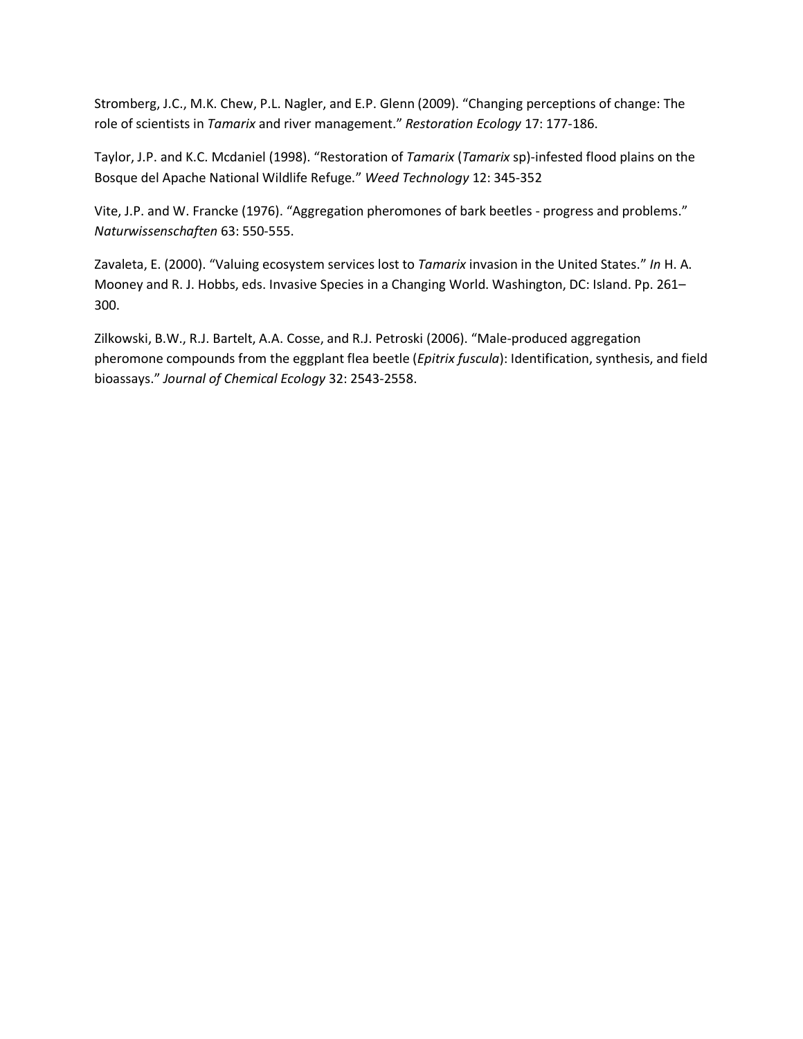Stromberg, J.C., M.K. Chew, P.L. Nagler, and E.P. Glenn (2009). "Changing perceptions of change: The role of scientists in *Tamarix* and river management." *Restoration Ecology* 17: 177-186.

Taylor, J.P. and K.C. Mcdaniel (1998). "Restoration of *Tamarix* (*Tamarix* sp)-infested flood plains on the Bosque del Apache National Wildlife Refuge." *Weed Technology* 12: 345-352

Vite, J.P. and W. Francke (1976). "Aggregation pheromones of bark beetles - progress and problems." *Naturwissenschaften* 63: 550-555.

Zavaleta, E. (2000). "Valuing ecosystem services lost to *Tamarix* invasion in the United States." *In* H. A. Mooney and R. J. Hobbs, eds. Invasive Species in a Changing World. Washington, DC: Island. Pp. 261–300.

Zilkowski, B.W., R.J. Bartelt, A.A. Cosse, and R.J. Petroski (2006). "Male-produced aggregation pheromone compounds from the eggplant flea beetle (*Epitrix fuscula*): Identification, synthesis, and field bioassays." *Journal of Chemical Ecology* 32: 2543-2558.